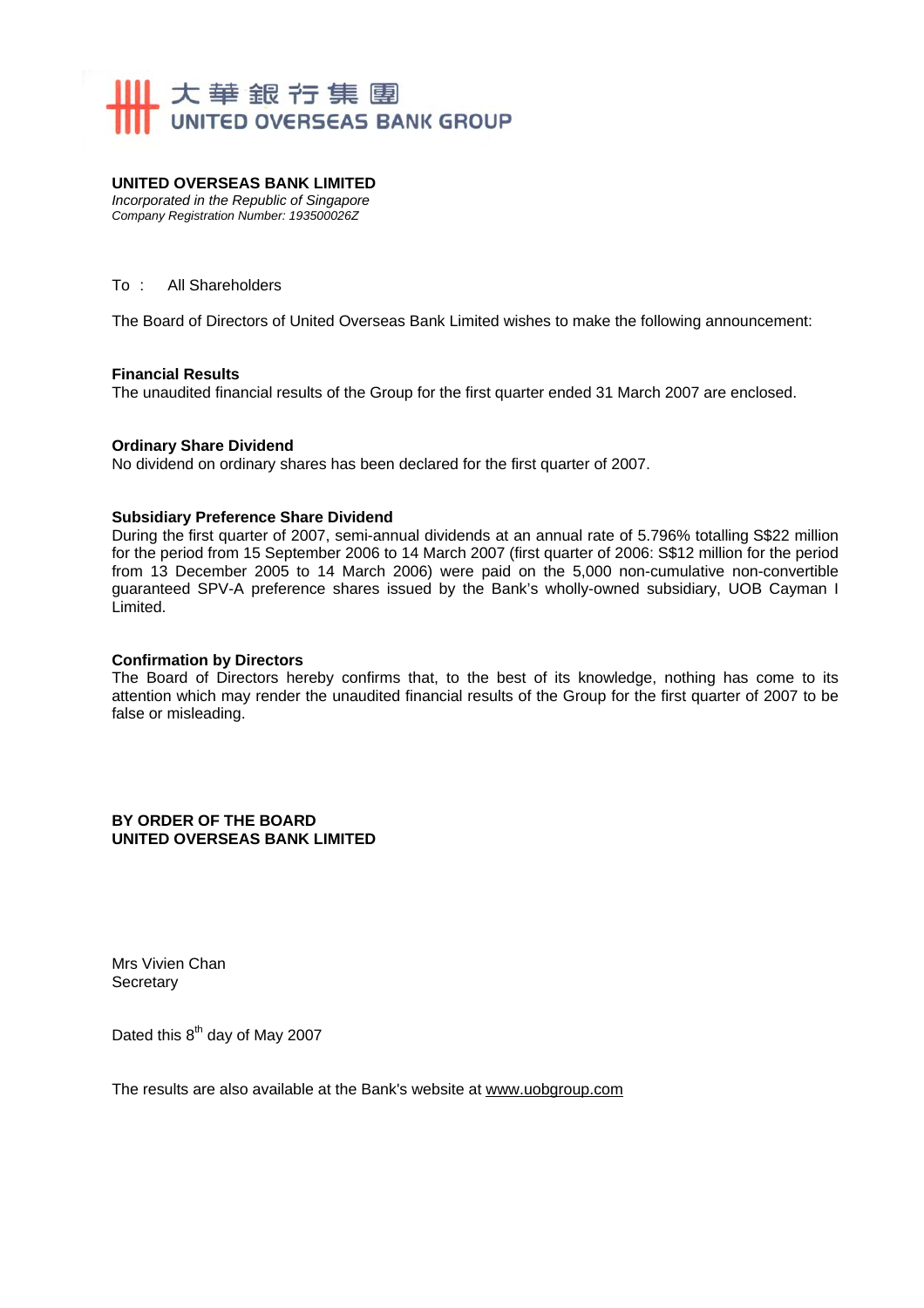大華銀行集團
UNITED OVERSEAS BANK GROUP

**UNITED OVERSEAS BANK LIMITED**
*Incorporated in the Republic of Singapore*
*Company Registration Number: 193500026Z*

To : All Shareholders

The Board of Directors of United Overseas Bank Limited wishes to make the following announcement:

**Financial Results**
The unaudited financial results of the Group for the first quarter ended 31 March 2007 are enclosed.

**Ordinary Share Dividend**
No dividend on ordinary shares has been declared for the first quarter of 2007.

**Subsidiary Preference Share Dividend**
During the first quarter of 2007, semi-annual dividends at an annual rate of 5.796% totalling S$22 million for the period from 15 September 2006 to 14 March 2007 (first quarter of 2006: S$12 million for the period from 13 December 2005 to 14 March 2006) were paid on the 5,000 non-cumulative non-convertible guaranteed SPV-A preference shares issued by the Bank's wholly-owned subsidiary, UOB Cayman I Limited.

**Confirmation by Directors**
The Board of Directors hereby confirms that, to the best of its knowledge, nothing has come to its attention which may render the unaudited financial results of the Group for the first quarter of 2007 to be false or misleading.

**BY ORDER OF THE BOARD**
**UNITED OVERSEAS BANK LIMITED**

Mrs Vivien Chan
Secretary

Dated this 8th day of May 2007

The results are also available at the Bank's website at www.uobgroup.com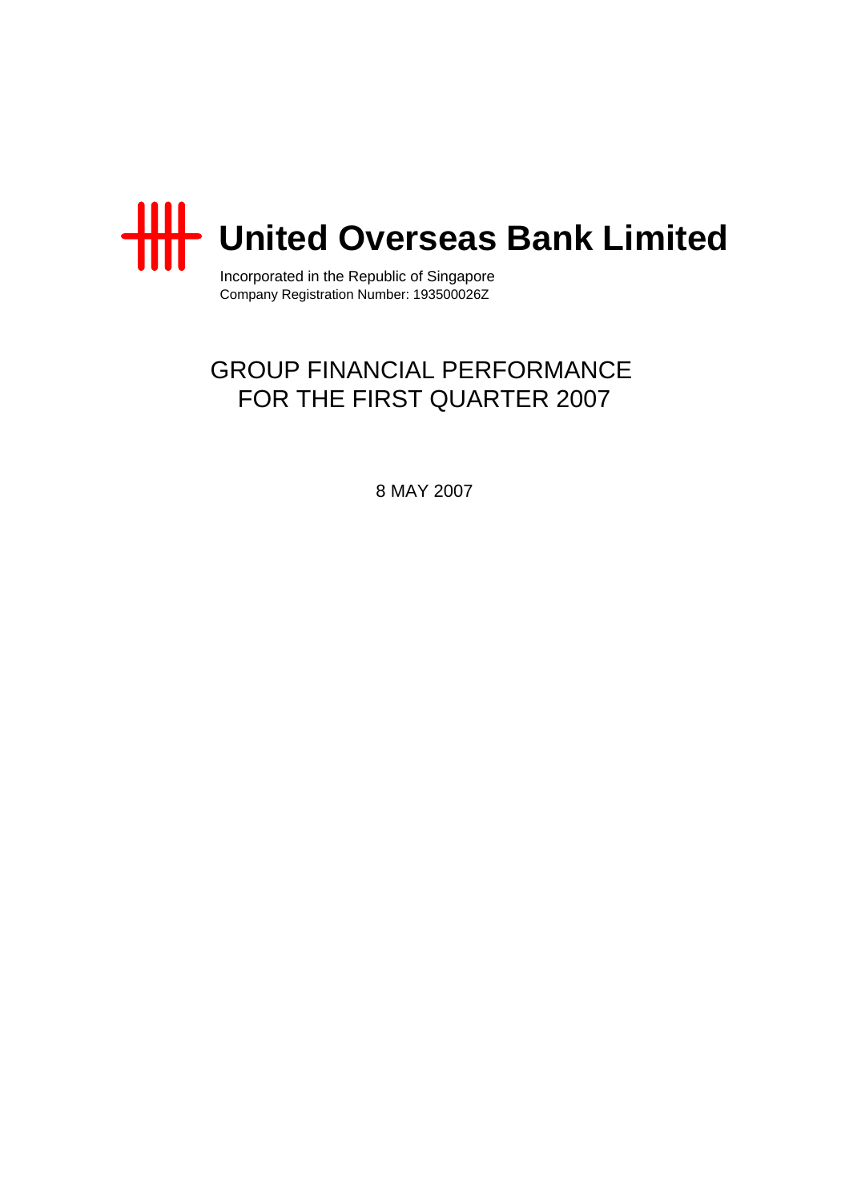# United Overseas Bank Limited

Incorporated in the Republic of Singapore
Company Registration Number: 193500026Z

## GROUP FINANCIAL PERFORMANCE FOR THE FIRST QUARTER 2007

8 MAY 2007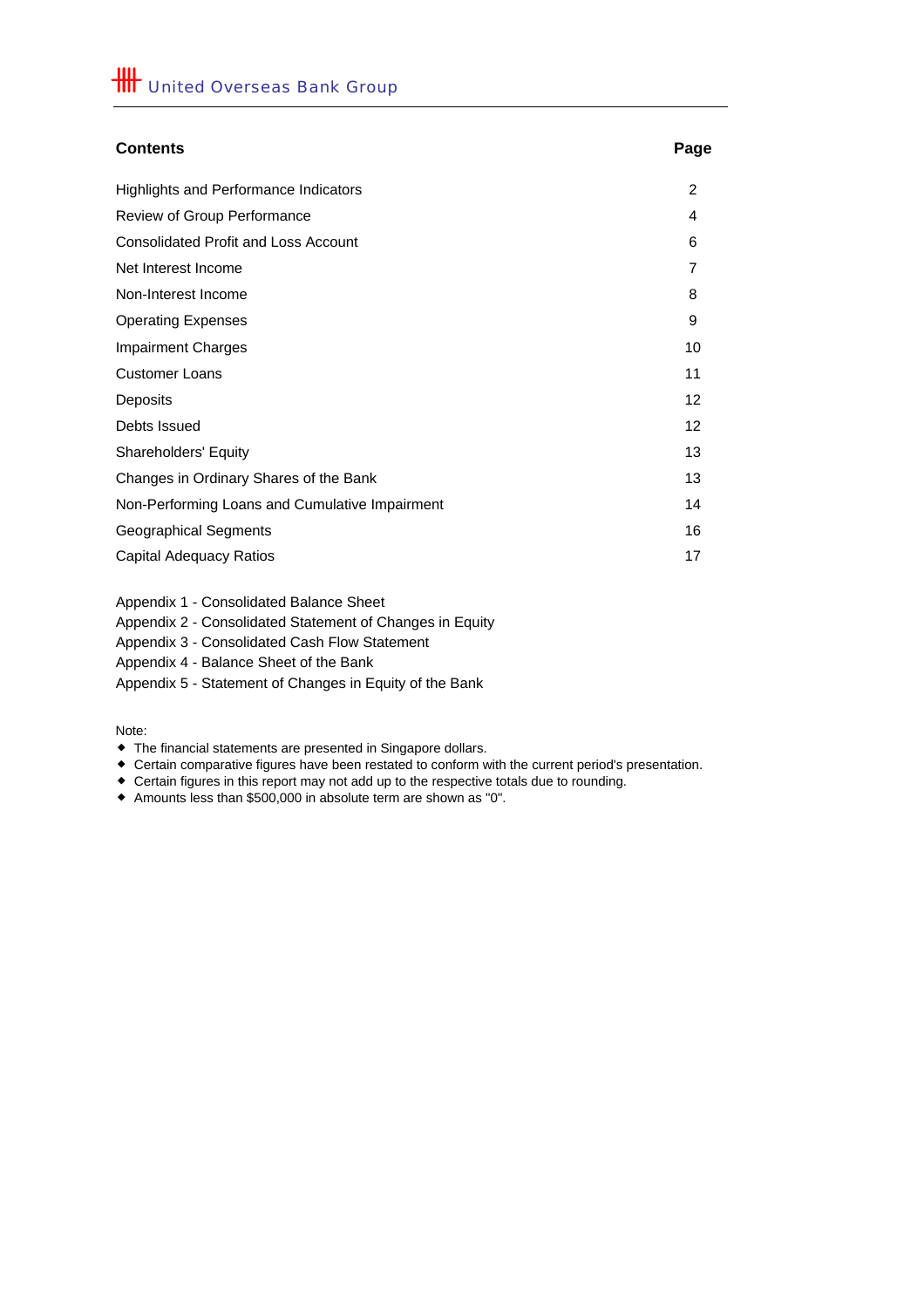# United Overseas Bank Group

| Contents | Page |
| --- | --- |
| Highlights and Performance Indicators | 2 |
| Review of Group Performance | 4 |
| Consolidated Profit and Loss Account | 6 |
| Net Interest Income | 7 |
| Non-Interest Income | 8 |
| Operating Expenses | 9 |
| Impairment Charges | 10 |
| Customer Loans | 11 |
| Deposits | 12 |
| Debts Issued | 12 |
| Shareholders' Equity | 13 |
| Changes in Ordinary Shares of the Bank | 13 |
| Non-Performing Loans and Cumulative Impairment | 14 |
| Geographical Segments | 16 |
| Capital Adequacy Ratios | 17 |

Appendix 1 - Consolidated Balance Sheet
Appendix 2 - Consolidated Statement of Changes in Equity
Appendix 3 - Consolidated Cash Flow Statement
Appendix 4 - Balance Sheet of the Bank
Appendix 5 - Statement of Changes in Equity of the Bank

Note:

- The financial statements are presented in Singapore dollars.
- Certain comparative figures have been restated to conform with the current period's presentation.
- Certain figures in this report may not add up to the respective totals due to rounding.
- Amounts less than $500,000 in absolute term are shown as "0".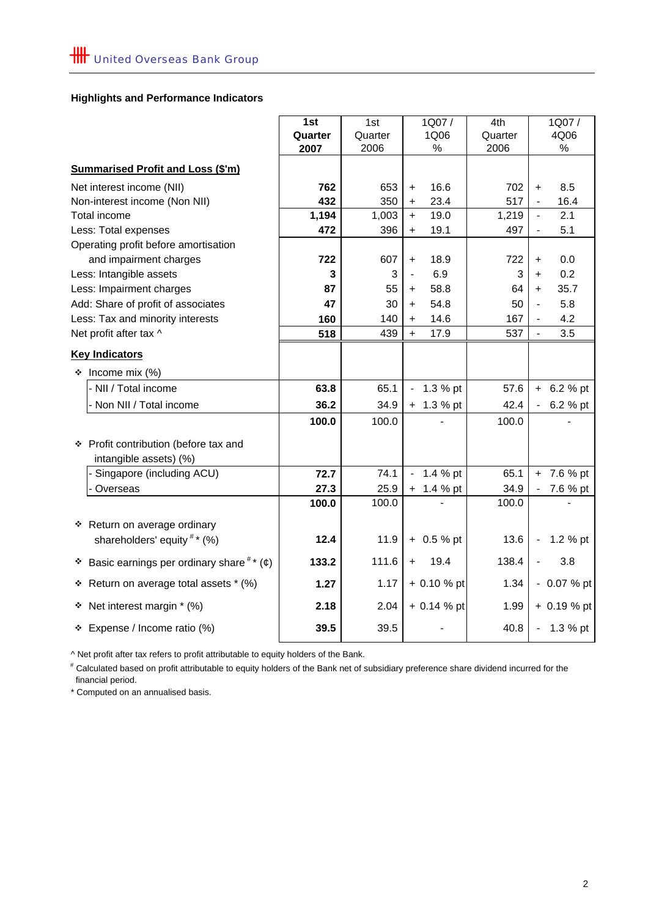United Overseas Bank Group

**Highlights and Performance Indicators**

| | 1st Quarter 2007 | 1st Quarter 2006 | 1Q07 / 1Q06 % | 4th Quarter 2006 | 1Q07 / 4Q06 % |
|---|---|---|---|---|---|
| **Summarised Profit and Loss ($'m)** | | | | | |
| Net interest income (NII) | **762** | 653 | + 16.6 | 702 | + 8.5 |
| Non-interest income (Non NII) | **432** | 350 | + 23.4 | 517 | - 16.4 |
| Total income | **1,194** | 1,003 | + 19.0 | 1,219 | - 2.1 |
| Less: Total expenses | **472** | 396 | + 19.1 | 497 | - 5.1 |
| Operating profit before amortisation and impairment charges | **722** | 607 | + 18.9 | 722 | + 0.0 |
| Less: Intangible assets | **3** | 3 | - 6.9 | 3 | + 0.2 |
| Less: Impairment charges | **87** | 55 | + 58.8 | 64 | + 35.7 |
| Add: Share of profit of associates | **47** | 30 | + 54.8 | 50 | - 5.8 |
| Less: Tax and minority interests | **160** | 140 | + 14.6 | 167 | - 4.2 |
| Net profit after tax ^ | **518** | 439 | + 17.9 | 537 | - 3.5 |
| **Key Indicators** | | | | | |
| ❖ Income mix (%) | | | | | |
| - NII / Total income | **63.8** | 65.1 | - 1.3 % pt | 57.6 | + 6.2 % pt |
| - Non NII / Total income | **36.2** | 34.9 | + 1.3 % pt | 42.4 | - 6.2 % pt |
| | **100.0** | 100.0 | - | 100.0 | - |
| ❖ Profit contribution (before tax and intangible assets) (%) | | | | | |
| - Singapore (including ACU) | **72.7** | 74.1 | - 1.4 % pt | 65.1 | + 7.6 % pt |
| - Overseas | **27.3** | 25.9 | + 1.4 % pt | 34.9 | - 7.6 % pt |
| | **100.0** | 100.0 | - | 100.0 | - |
| ❖ Return on average ordinary shareholders' equity [#] * (%) | **12.4** | 11.9 | + 0.5 % pt | 13.6 | - 1.2 % pt |
| ❖ Basic earnings per ordinary share [#] * (¢) | **133.2** | 111.6 | + 19.4 | 138.4 | - 3.8 |
| ❖ Return on average total assets * (%) | **1.27** | 1.17 | + 0.10 % pt | 1.34 | - 0.07 % pt |
| ❖ Net interest margin * (%) | **2.18** | 2.04 | + 0.14 % pt | 1.99 | + 0.19 % pt |
| ❖ Expense / Income ratio (%) | **39.5** | 39.5 | - | 40.8 | - 1.3 % pt |

^ Net profit after tax refers to profit attributable to equity holders of the Bank.

[#] Calculated based on profit attributable to equity holders of the Bank net of subsidiary preference share dividend incurred for the financial period.

* Computed on an annualised basis.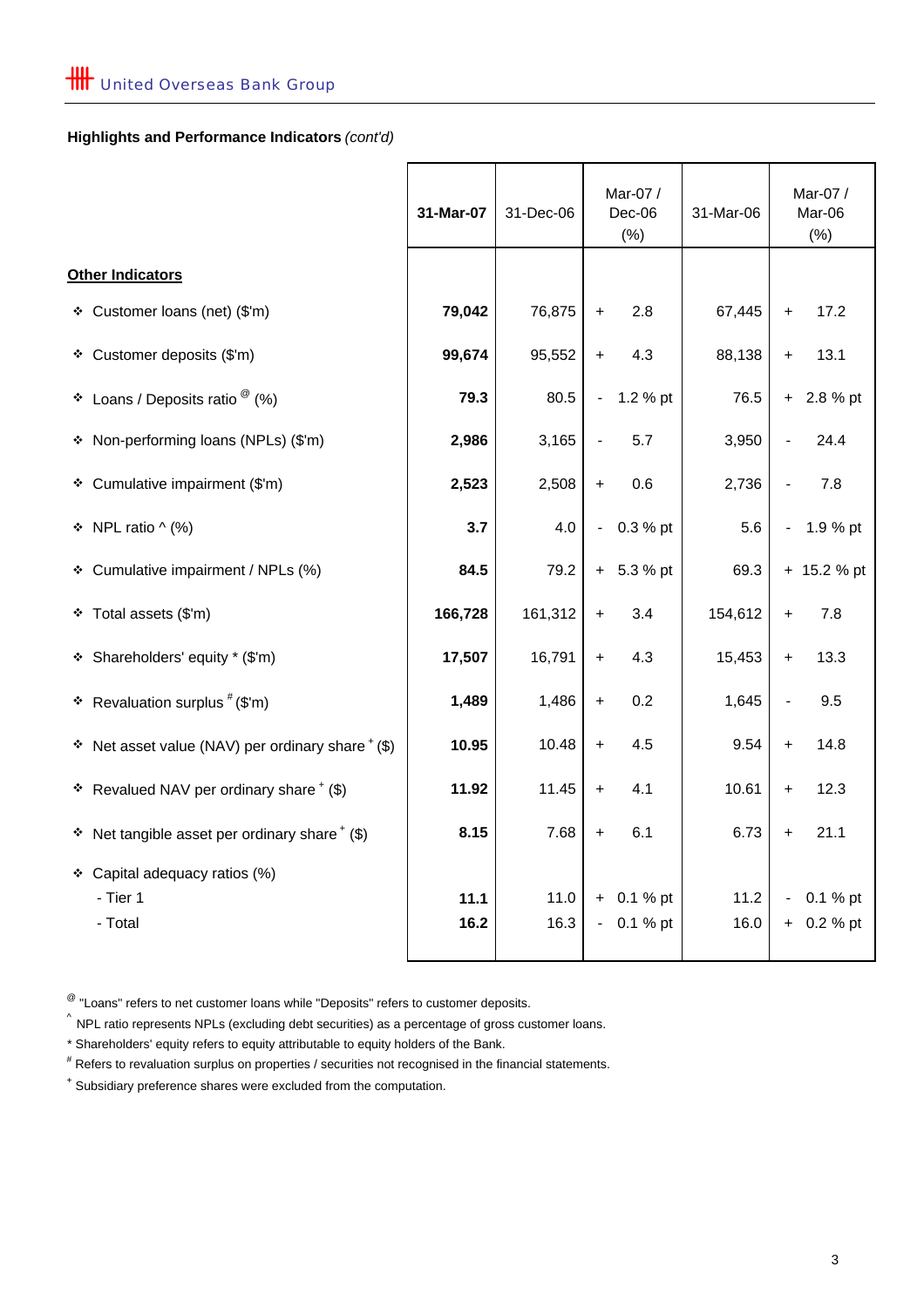United Overseas Bank Group

**Highlights and Performance Indicators** *(cont'd)*

| | **31-Mar-07** | 31-Dec-06 | Mar-07 / Dec-06 (%) | 31-Mar-06 | Mar-07 / Mar-06 (%) |
|---|---|---|---|---|---|
| **Other Indicators** | | | | | |
| ❖ Customer loans (net) ($'m) | **79,042** | 76,875 | + 2.8 | 67,445 | + 17.2 |
| ❖ Customer deposits ($'m) | **99,674** | 95,552 | + 4.3 | 88,138 | + 13.1 |
| ❖ Loans / Deposits ratio @ (%) | **79.3** | 80.5 | - 1.2 % pt | 76.5 | + 2.8 % pt |
| ❖ Non-performing loans (NPLs) ($'m) | **2,986** | 3,165 | - 5.7 | 3,950 | - 24.4 |
| ❖ Cumulative impairment ($'m) | **2,523** | 2,508 | + 0.6 | 2,736 | - 7.8 |
| ❖ NPL ratio ^ (%) | **3.7** | 4.0 | - 0.3 % pt | 5.6 | - 1.9 % pt |
| ❖ Cumulative impairment / NPLs (%) | **84.5** | 79.2 | + 5.3 % pt | 69.3 | + 15.2 % pt |
| ❖ Total assets ($'m) | **166,728** | 161,312 | + 3.4 | 154,612 | + 7.8 |
| ❖ Shareholders' equity * ($'m) | **17,507** | 16,791 | + 4.3 | 15,453 | + 13.3 |
| ❖ Revaluation surplus # ($'m) | **1,489** | 1,486 | + 0.2 | 1,645 | - 9.5 |
| ❖ Net asset value (NAV) per ordinary share + ($) | **10.95** | 10.48 | + 4.5 | 9.54 | + 14.8 |
| ❖ Revalued NAV per ordinary share + ($) | **11.92** | 11.45 | + 4.1 | 10.61 | + 12.3 |
| ❖ Net tangible asset per ordinary share + ($) | **8.15** | 7.68 | + 6.1 | 6.73 | + 21.1 |
| ❖ Capital adequacy ratios (%) | | | | | |
| - Tier 1 | **11.1** | 11.0 | + 0.1 % pt | 11.2 | - 0.1 % pt |
| - Total | **16.2** | 16.3 | - 0.1 % pt | 16.0 | + 0.2 % pt |

@ "Loans" refers to net customer loans while "Deposits" refers to customer deposits.

^ NPL ratio represents NPLs (excluding debt securities) as a percentage of gross customer loans.

* Shareholders' equity refers to equity attributable to equity holders of the Bank.

# Refers to revaluation surplus on properties / securities not recognised in the financial statements.

+ Subsidiary preference shares were excluded from the computation.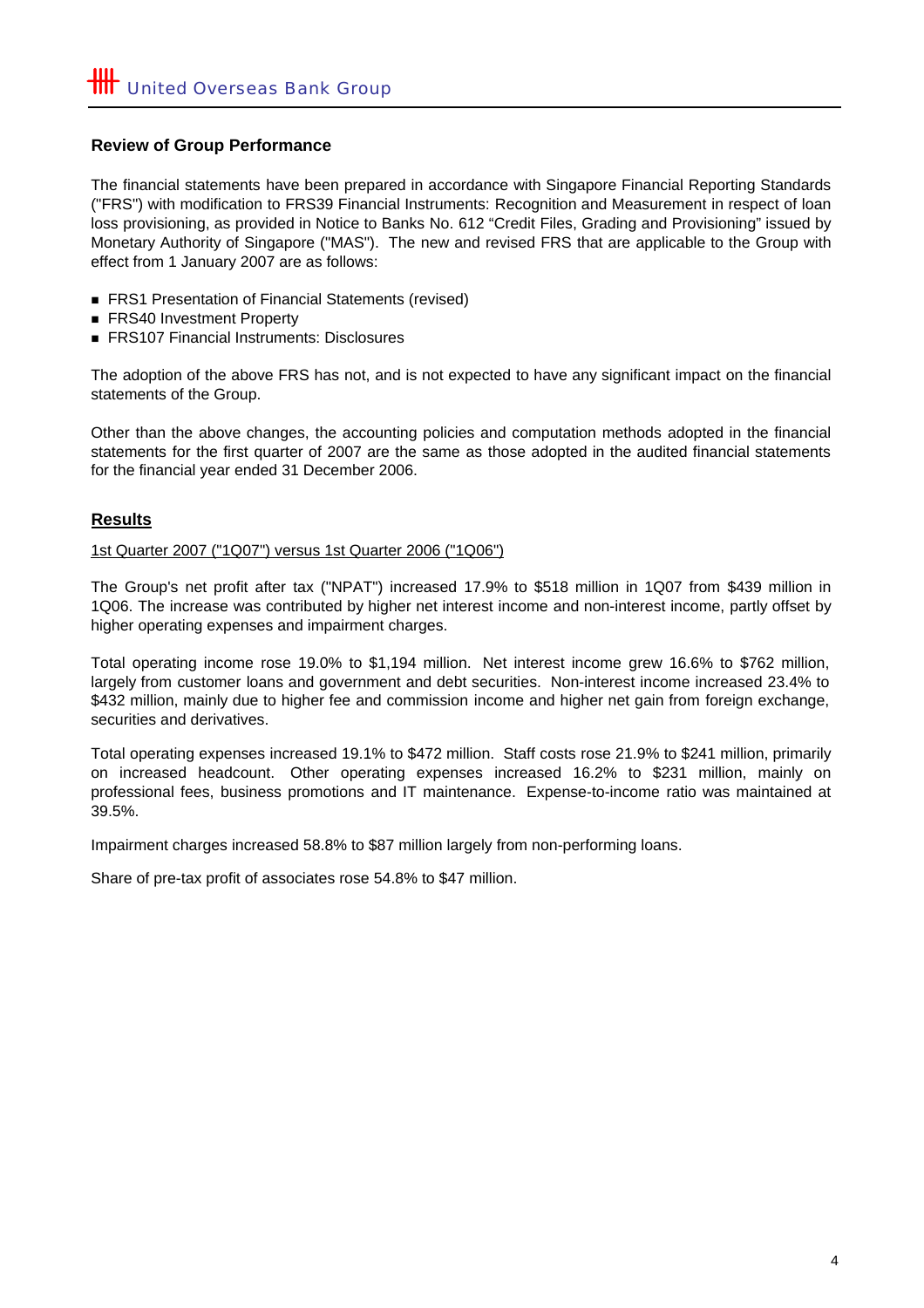## Review of Group Performance

The financial statements have been prepared in accordance with Singapore Financial Reporting Standards ("FRS") with modification to FRS39 Financial Instruments: Recognition and Measurement in respect of loan loss provisioning, as provided in Notice to Banks No. 612 "Credit Files, Grading and Provisioning" issued by Monetary Authority of Singapore ("MAS"). The new and revised FRS that are applicable to the Group with effect from 1 January 2007 are as follows:

- FRS1 Presentation of Financial Statements (revised)
- FRS40 Investment Property
- FRS107 Financial Instruments: Disclosures

The adoption of the above FRS has not, and is not expected to have any significant impact on the financial statements of the Group.

Other than the above changes, the accounting policies and computation methods adopted in the financial statements for the first quarter of 2007 are the same as those adopted in the audited financial statements for the financial year ended 31 December 2006.

## Results

1st Quarter 2007 ("1Q07") versus 1st Quarter 2006 ("1Q06")

The Group's net profit after tax ("NPAT") increased 17.9% to $518 million in 1Q07 from $439 million in 1Q06. The increase was contributed by higher net interest income and non-interest income, partly offset by higher operating expenses and impairment charges.

Total operating income rose 19.0% to $1,194 million. Net interest income grew 16.6% to $762 million, largely from customer loans and government and debt securities. Non-interest income increased 23.4% to $432 million, mainly due to higher fee and commission income and higher net gain from foreign exchange, securities and derivatives.

Total operating expenses increased 19.1% to $472 million. Staff costs rose 21.9% to $241 million, primarily on increased headcount. Other operating expenses increased 16.2% to $231 million, mainly on professional fees, business promotions and IT maintenance. Expense-to-income ratio was maintained at 39.5%.

Impairment charges increased 58.8% to $87 million largely from non-performing loans.

Share of pre-tax profit of associates rose 54.8% to $47 million.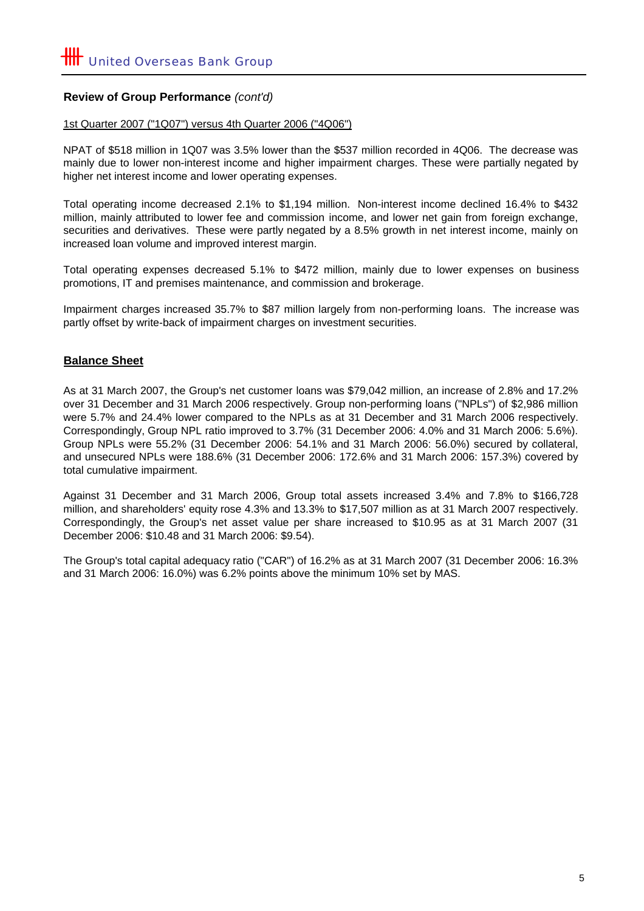## Review of Group Performance *(cont'd)*

1st Quarter 2007 ("1Q07") versus 4th Quarter 2006 ("4Q06")

NPAT of $518 million in 1Q07 was 3.5% lower than the $537 million recorded in 4Q06. The decrease was mainly due to lower non-interest income and higher impairment charges. These were partially negated by higher net interest income and lower operating expenses.

Total operating income decreased 2.1% to $1,194 million. Non-interest income declined 16.4% to $432 million, mainly attributed to lower fee and commission income, and lower net gain from foreign exchange, securities and derivatives. These were partly negated by a 8.5% growth in net interest income, mainly on increased loan volume and improved interest margin.

Total operating expenses decreased 5.1% to $472 million, mainly due to lower expenses on business promotions, IT and premises maintenance, and commission and brokerage.

Impairment charges increased 35.7% to $87 million largely from non-performing loans. The increase was partly offset by write-back of impairment charges on investment securities.

## Balance Sheet

As at 31 March 2007, the Group's net customer loans was $79,042 million, an increase of 2.8% and 17.2% over 31 December and 31 March 2006 respectively. Group non-performing loans ("NPLs") of $2,986 million were 5.7% and 24.4% lower compared to the NPLs as at 31 December and 31 March 2006 respectively. Correspondingly, Group NPL ratio improved to 3.7% (31 December 2006: 4.0% and 31 March 2006: 5.6%). Group NPLs were 55.2% (31 December 2006: 54.1% and 31 March 2006: 56.0%) secured by collateral, and unsecured NPLs were 188.6% (31 December 2006: 172.6% and 31 March 2006: 157.3%) covered by total cumulative impairment.

Against 31 December and 31 March 2006, Group total assets increased 3.4% and 7.8% to $166,728 million, and shareholders' equity rose 4.3% and 13.3% to $17,507 million as at 31 March 2007 respectively. Correspondingly, the Group's net asset value per share increased to $10.95 as at 31 March 2007 (31 December 2006: $10.48 and 31 March 2006: $9.54).

The Group's total capital adequacy ratio ("CAR") of 16.2% as at 31 March 2007 (31 December 2006: 16.3% and 31 March 2006: 16.0%) was 6.2% points above the minimum 10% set by MAS.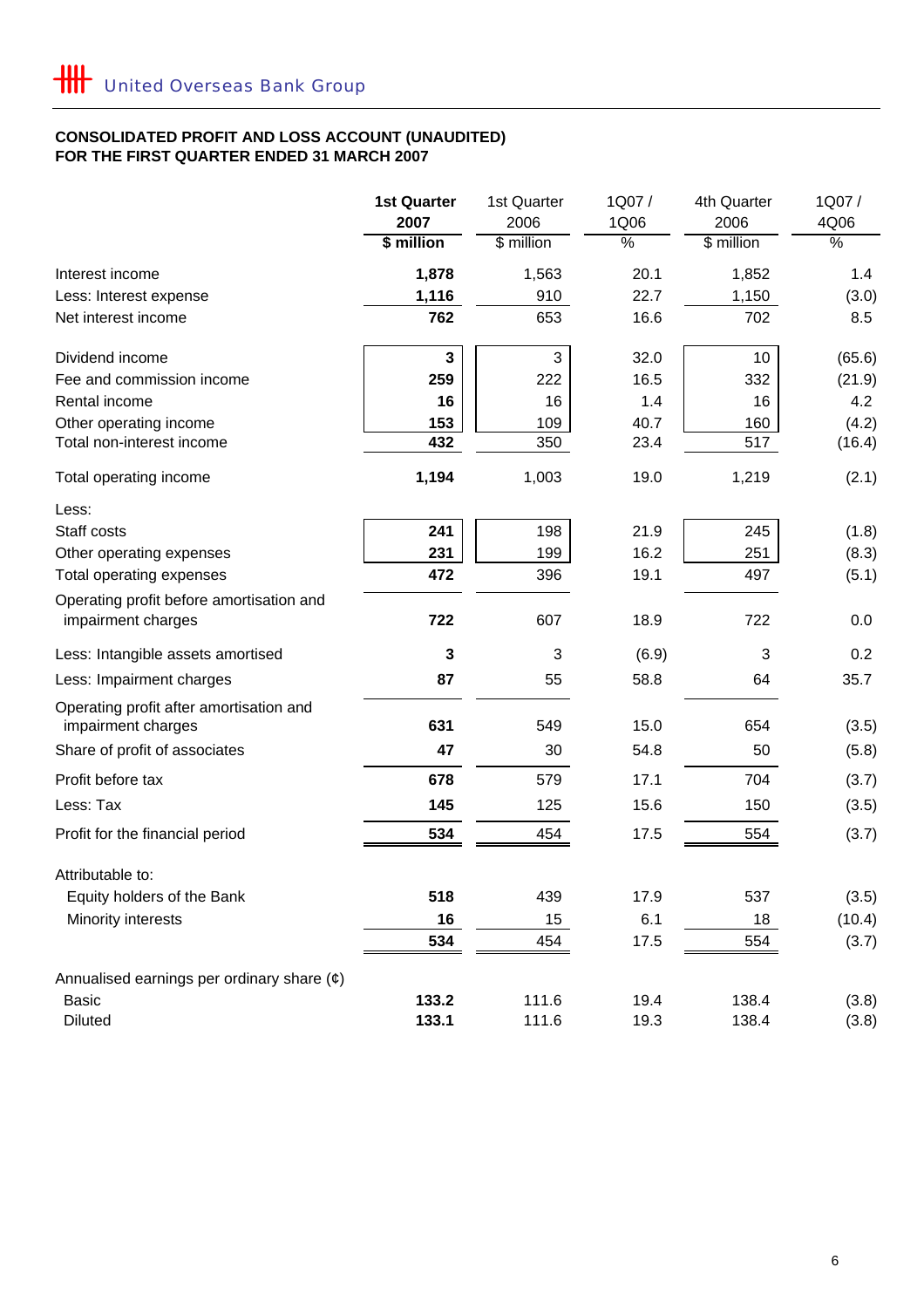United Overseas Bank Group

**CONSOLIDATED PROFIT AND LOSS ACCOUNT (UNAUDITED)**
**FOR THE FIRST QUARTER ENDED 31 MARCH 2007**

| | **1st Quarter 2007** | 1st Quarter 2006 | 1Q07 / 1Q06 | 4th Quarter 2006 | 1Q07 / 4Q06 |
|---|---|---|---|---|---|
| | **$ million** | $ million | % | $ million | % |
| Interest income | **1,878** | 1,563 | 20.1 | 1,852 | 1.4 |
| Less: Interest expense | **1,116** | 910 | 22.7 | 1,150 | (3.0) |
| Net interest income | **762** | 653 | 16.6 | 702 | 8.5 |
| | | | | | |
| Dividend income | **3** | 3 | 32.0 | 10 | (65.6) |
| Fee and commission income | **259** | 222 | 16.5 | 332 | (21.9) |
| Rental income | **16** | 16 | 1.4 | 16 | 4.2 |
| Other operating income | **153** | 109 | 40.7 | 160 | (4.2) |
| Total non-interest income | **432** | 350 | 23.4 | 517 | (16.4) |
| | | | | | |
| Total operating income | **1,194** | 1,003 | 19.0 | 1,219 | (2.1) |
| Less: | | | | | |
| Staff costs | **241** | 198 | 21.9 | 245 | (1.8) |
| Other operating expenses | **231** | 199 | 16.2 | 251 | (8.3) |
| Total operating expenses | **472** | 396 | 19.1 | 497 | (5.1) |
| Operating profit before amortisation and impairment charges | **722** | 607 | 18.9 | 722 | 0.0 |
| Less: Intangible assets amortised | **3** | 3 | (6.9) | 3 | 0.2 |
| Less: Impairment charges | **87** | 55 | 58.8 | 64 | 35.7 |
| Operating profit after amortisation and impairment charges | **631** | 549 | 15.0 | 654 | (3.5) |
| Share of profit of associates | **47** | 30 | 54.8 | 50 | (5.8) |
| Profit before tax | **678** | 579 | 17.1 | 704 | (3.7) |
| Less: Tax | **145** | 125 | 15.6 | 150 | (3.5) |
| Profit for the financial period | **534** | 454 | 17.5 | 554 | (3.7) |
| | | | | | |
| Attributable to: | | | | | |
| Equity holders of the Bank | **518** | 439 | 17.9 | 537 | (3.5) |
| Minority interests | **16** | 15 | 6.1 | 18 | (10.4) |
| | **534** | 454 | 17.5 | 554 | (3.7) |
| | | | | | |
| Annualised earnings per ordinary share (¢) | | | | | |
| Basic | **133.2** | 111.6 | 19.4 | 138.4 | (3.8) |
| Diluted | **133.1** | 111.6 | 19.3 | 138.4 | (3.8) |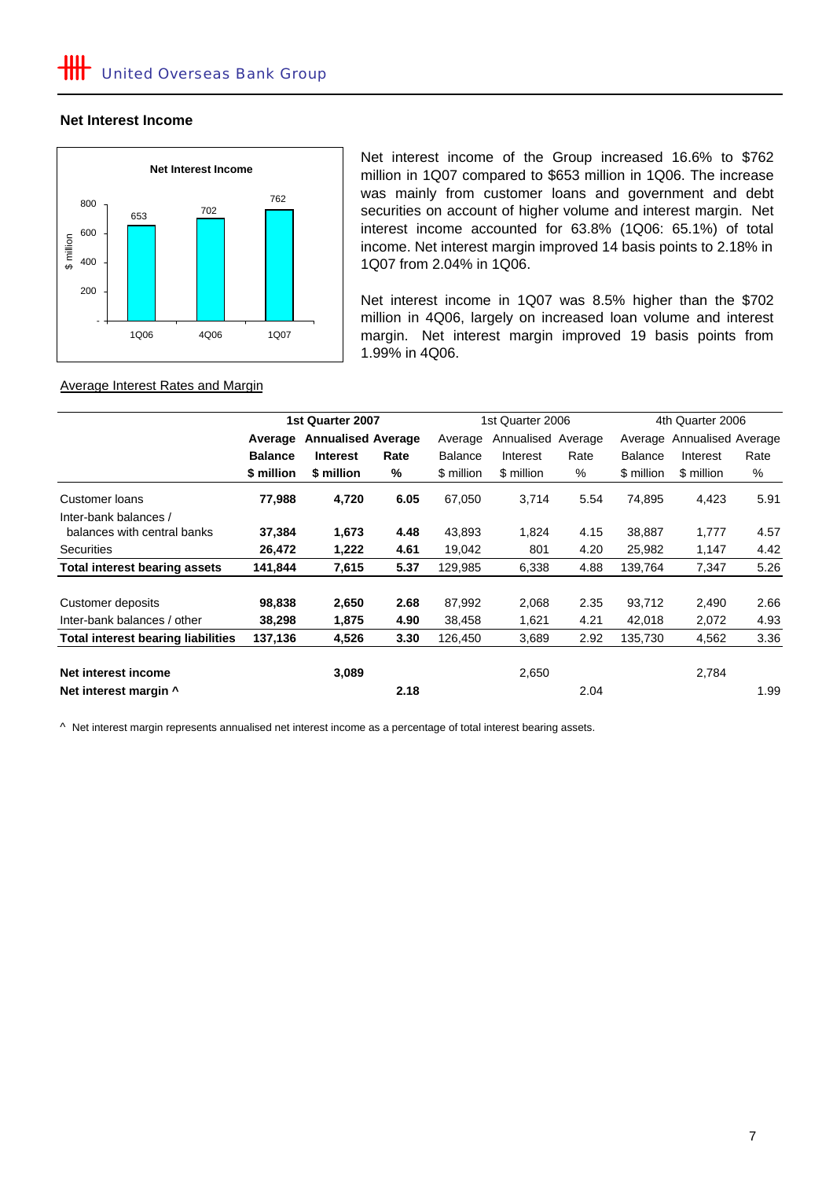## Net Interest Income

**Net Interest Income**

| | 1Q06 | 4Q06 | 1Q07 |
|---|---|---|---|
| $ million | 653 | 702 | 762 |

Net interest income of the Group increased 16.6% to $762 million in 1Q07 compared to $653 million in 1Q06. The increase was mainly from customer loans and government and debt securities on account of higher volume and interest margin. Net interest income accounted for 63.8% (1Q06: 65.1%) of total income. Net interest margin improved 14 basis points to 2.18% in 1Q07 from 2.04% in 1Q06.

Net interest income in 1Q07 was 8.5% higher than the $702 million in 4Q06, largely on increased loan volume and interest margin. Net interest margin improved 19 basis points from 1.99% in 4Q06.

Average Interest Rates and Margin

| | **1st Quarter 2007** | | | 1st Quarter 2006 | | | 4th Quarter 2006 | | |
|---|---|---|---|---|---|---|---|---|---|
| | **Average Balance $ million** | **Annualised Interest $ million** | **Average Rate %** | Average Balance $ million | Annualised Interest $ million | Average Rate % | Average Balance $ million | Annualised Interest $ million | Average Rate % |
| Customer loans | **77,988** | **4,720** | **6.05** | 67,050 | 3,714 | 5.54 | 74,895 | 4,423 | 5.91 |
| Inter-bank balances / balances with central banks | **37,384** | **1,673** | **4.48** | 43,893 | 1,824 | 4.15 | 38,887 | 1,777 | 4.57 |
| Securities | **26,472** | **1,222** | **4.61** | 19,042 | 801 | 4.20 | 25,982 | 1,147 | 4.42 |
| **Total interest bearing assets** | **141,844** | **7,615** | **5.37** | 129,985 | 6,338 | 4.88 | 139,764 | 7,347 | 5.26 |
| | | | | | | | | | |
| Customer deposits | **98,838** | **2,650** | **2.68** | 87,992 | 2,068 | 2.35 | 93,712 | 2,490 | 2.66 |
| Inter-bank balances / other | **38,298** | **1,875** | **4.90** | 38,458 | 1,621 | 4.21 | 42,018 | 2,072 | 4.93 |
| **Total interest bearing liabilities** | **137,136** | **4,526** | **3.30** | 126,450 | 3,689 | 2.92 | 135,730 | 4,562 | 3.36 |
| | | | | | | | | | |
| **Net interest income** | | **3,089** | | | 2,650 | | | 2,784 | |
| **Net interest margin ^** | | | **2.18** | | | 2.04 | | | 1.99 |

^ Net interest margin represents annualised net interest income as a percentage of total interest bearing assets.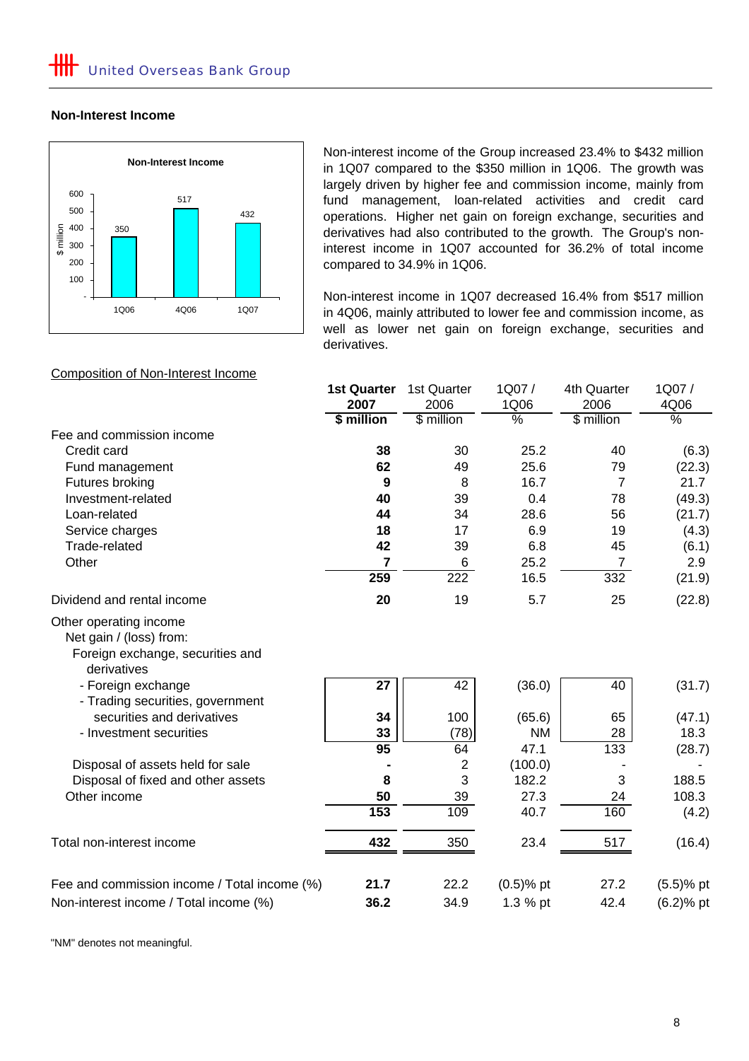## Non-Interest Income

**Non-Interest Income**

| | 1Q06 | 4Q06 | 1Q07 |
|---|---|---|---|
| $ million | 350 | 517 | 432 |

Non-interest income of the Group increased 23.4% to $432 million in 1Q07 compared to the $350 million in 1Q06. The growth was largely driven by higher fee and commission income, mainly from fund management, loan-related activities and credit card operations. Higher net gain on foreign exchange, securities and derivatives had also contributed to the growth. The Group's non-interest income in 1Q07 accounted for 36.2% of total income compared to 34.9% in 1Q06.

Non-interest income in 1Q07 decreased 16.4% from $517 million in 4Q06, mainly attributed to lower fee and commission income, as well as lower net gain on foreign exchange, securities and derivatives.

Composition of Non-Interest Income

| | **1st Quarter 2007** | 1st Quarter 2006 | 1Q07 / 1Q06 | 4th Quarter 2006 | 1Q07 / 4Q06 |
|---|---|---|---|---|---|
| | **$ million** | $ million | % | $ million | % |
| Fee and commission income | | | | | |
| Credit card | **38** | 30 | 25.2 | 40 | (6.3) |
| Fund management | **62** | 49 | 25.6 | 79 | (22.3) |
| Futures broking | **9** | 8 | 16.7 | 7 | 21.7 |
| Investment-related | **40** | 39 | 0.4 | 78 | (49.3) |
| Loan-related | **44** | 34 | 28.6 | 56 | (21.7) |
| Service charges | **18** | 17 | 6.9 | 19 | (4.3) |
| Trade-related | **42** | 39 | 6.8 | 45 | (6.1) |
| Other | **7** | 6 | 25.2 | 7 | 2.9 |
| | **259** | 222 | 16.5 | 332 | (21.9) |
| Dividend and rental income | **20** | 19 | 5.7 | 25 | (22.8) |
| Other operating income | | | | | |
| Net gain / (loss) from: | | | | | |
| Foreign exchange, securities and derivatives | | | | | |
| - Foreign exchange | **27** | 42 | (36.0) | 40 | (31.7) |
| - Trading securities, government securities and derivatives | **34** | 100 | (65.6) | 65 | (47.1) |
| - Investment securities | **33** | (78) | NM | 28 | 18.3 |
| | **95** | 64 | 47.1 | 133 | (28.7) |
| Disposal of assets held for sale | **-** | 2 | (100.0) | - | - |
| Disposal of fixed and other assets | **8** | 3 | 182.2 | 3 | 188.5 |
| Other income | **50** | 39 | 27.3 | 24 | 108.3 |
| | **153** | 109 | 40.7 | 160 | (4.2) |
| Total non-interest income | **432** | 350 | 23.4 | 517 | (16.4) |
| Fee and commission income / Total income (%) | **21.7** | 22.2 | (0.5)% pt | 27.2 | (5.5)% pt |
| Non-interest income / Total income (%) | **36.2** | 34.9 | 1.3 % pt | 42.4 | (6.2)% pt |

"NM" denotes not meaningful.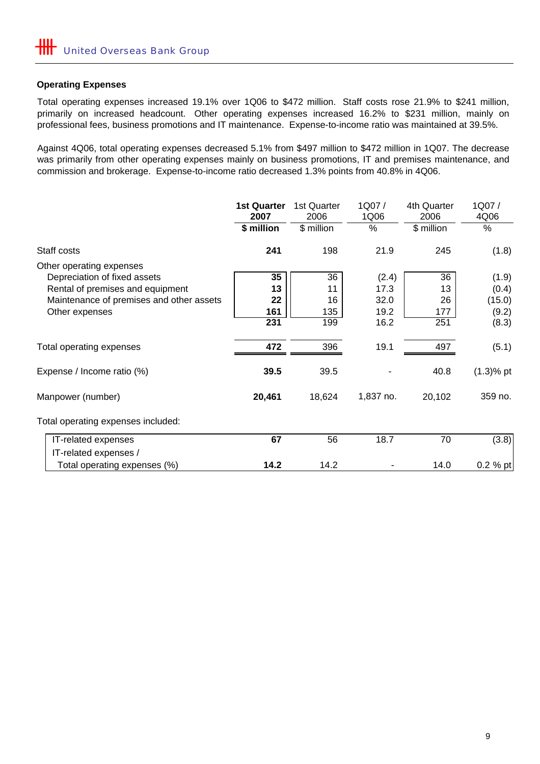#### Operating Expenses

Total operating expenses increased 19.1% over 1Q06 to $472 million. Staff costs rose 21.9% to $241 million, primarily on increased headcount. Other operating expenses increased 16.2% to $231 million, mainly on professional fees, business promotions and IT maintenance. Expense-to-income ratio was maintained at 39.5%.

Against 4Q06, total operating expenses decreased 5.1% from $497 million to $472 million in 1Q07. The decrease was primarily from other operating expenses mainly on business promotions, IT and premises maintenance, and commission and brokerage. Expense-to-income ratio decreased 1.3% points from 40.8% in 4Q06.

| | **1st Quarter 2007** | 1st Quarter 2006 | 1Q07 / 1Q06 | 4th Quarter 2006 | 1Q07 / 4Q06 |
|---|---|---|---|---|---|
| | **$ million** | $ million | % | $ million | % |
| Staff costs | **241** | 198 | 21.9 | 245 | (1.8) |
| Other operating expenses | | | | | |
| Depreciation of fixed assets | **35** | 36 | (2.4) | 36 | (1.9) |
| Rental of premises and equipment | **13** | 11 | 17.3 | 13 | (0.4) |
| Maintenance of premises and other assets | **22** | 16 | 32.0 | 26 | (15.0) |
| Other expenses | **161** | 135 | 19.2 | 177 | (9.2) |
| | **231** | 199 | 16.2 | 251 | (8.3) |
| Total operating expenses | **472** | 396 | 19.1 | 497 | (5.1) |
| Expense / Income ratio (%) | **39.5** | 39.5 | - | 40.8 | (1.3)% pt |
| Manpower (number) | **20,461** | 18,624 | 1,837 no. | 20,102 | 359 no. |

Total operating expenses included:

| | | | | | |
|---|---|---|---|---|---|
| IT-related expenses | **67** | 56 | 18.7 | 70 | (3.8) |
| IT-related expenses / Total operating expenses (%) | **14.2** | 14.2 | - | 14.0 | 0.2 % pt |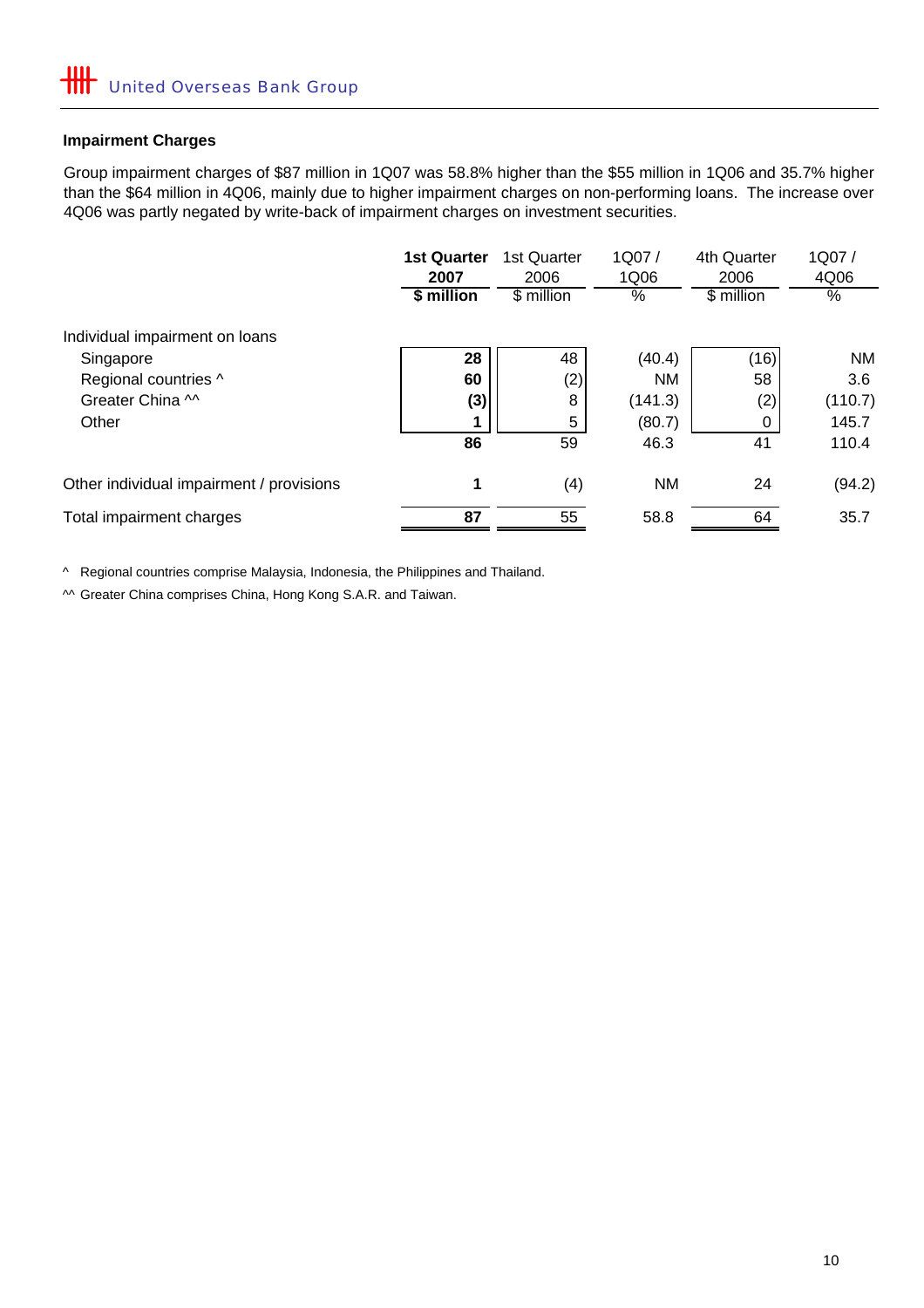## Impairment Charges

Group impairment charges of $87 million in 1Q07 was 58.8% higher than the $55 million in 1Q06 and 35.7% higher than the $64 million in 4Q06, mainly due to higher impairment charges on non-performing loans. The increase over 4Q06 was partly negated by write-back of impairment charges on investment securities.

| | **1st Quarter 2007** | 1st Quarter 2006 | 1Q07 / 1Q06 | 4th Quarter 2006 | 1Q07 / 4Q06 |
|---|---|---|---|---|---|
| | **$ million** | $ million | % | $ million | % |
| Individual impairment on loans | | | | | |
| Singapore | **28** | 48 | (40.4) | (16) | NM |
| Regional countries ^ | **60** | (2) | NM | 58 | 3.6 |
| Greater China ^^ | **(3)** | 8 | (141.3) | (2) | (110.7) |
| Other | **1** | 5 | (80.7) | 0 | 145.7 |
| | **86** | 59 | 46.3 | 41 | 110.4 |
| Other individual impairment / provisions | **1** | (4) | NM | 24 | (94.2) |
| Total impairment charges | **87** | 55 | 58.8 | 64 | 35.7 |

^ Regional countries comprise Malaysia, Indonesia, the Philippines and Thailand.

^^ Greater China comprises China, Hong Kong S.A.R. and Taiwan.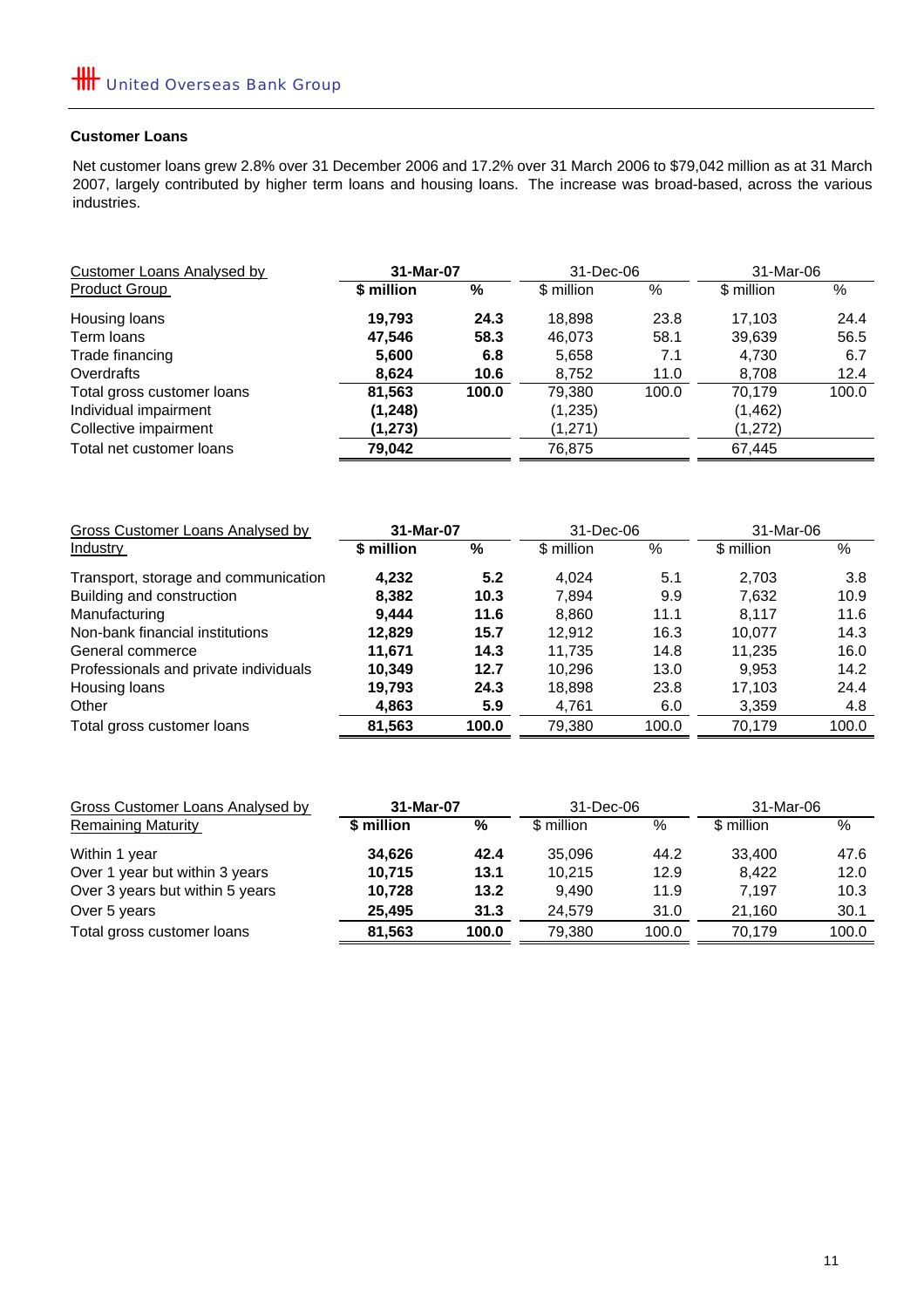## Customer Loans

Net customer loans grew 2.8% over 31 December 2006 and 17.2% over 31 March 2006 to $79,042 million as at 31 March 2007, largely contributed by higher term loans and housing loans. The increase was broad-based, across the various industries.

| Customer Loans Analysed by Product Group | 31-Mar-07 | | 31-Dec-06 | | 31-Mar-06 | |
|---|---|---|---|---|---|---|
| | $ million | % | $ million | % | $ million | % |
| Housing loans | **19,793** | **24.3** | 18,898 | 23.8 | 17,103 | 24.4 |
| Term loans | **47,546** | **58.3** | 46,073 | 58.1 | 39,639 | 56.5 |
| Trade financing | **5,600** | **6.8** | 5,658 | 7.1 | 4,730 | 6.7 |
| Overdrafts | **8,624** | **10.6** | 8,752 | 11.0 | 8,708 | 12.4 |
| Total gross customer loans | **81,563** | **100.0** | 79,380 | 100.0 | 70,179 | 100.0 |
| Individual impairment | **(1,248)** | | (1,235) | | (1,462) | |
| Collective impairment | **(1,273)** | | (1,271) | | (1,272) | |
| Total net customer loans | **79,042** | | 76,875 | | 67,445 | |

| Gross Customer Loans Analysed by Industry | 31-Mar-07 | | 31-Dec-06 | | 31-Mar-06 | |
|---|---|---|---|---|---|---|
| | $ million | % | $ million | % | $ million | % |
| Transport, storage and communication | **4,232** | **5.2** | 4,024 | 5.1 | 2,703 | 3.8 |
| Building and construction | **8,382** | **10.3** | 7,894 | 9.9 | 7,632 | 10.9 |
| Manufacturing | **9,444** | **11.6** | 8,860 | 11.1 | 8,117 | 11.6 |
| Non-bank financial institutions | **12,829** | **15.7** | 12,912 | 16.3 | 10,077 | 14.3 |
| General commerce | **11,671** | **14.3** | 11,735 | 14.8 | 11,235 | 16.0 |
| Professionals and private individuals | **10,349** | **12.7** | 10,296 | 13.0 | 9,953 | 14.2 |
| Housing loans | **19,793** | **24.3** | 18,898 | 23.8 | 17,103 | 24.4 |
| Other | **4,863** | **5.9** | 4,761 | 6.0 | 3,359 | 4.8 |
| Total gross customer loans | **81,563** | **100.0** | 79,380 | 100.0 | 70,179 | 100.0 |

| Gross Customer Loans Analysed by Remaining Maturity | 31-Mar-07 | | 31-Dec-06 | | 31-Mar-06 | |
|---|---|---|---|---|---|---|
| | $ million | % | $ million | % | $ million | % |
| Within 1 year | **34,626** | **42.4** | 35,096 | 44.2 | 33,400 | 47.6 |
| Over 1 year but within 3 years | **10,715** | **13.1** | 10,215 | 12.9 | 8,422 | 12.0 |
| Over 3 years but within 5 years | **10,728** | **13.2** | 9,490 | 11.9 | 7,197 | 10.3 |
| Over 5 years | **25,495** | **31.3** | 24,579 | 31.0 | 21,160 | 30.1 |
| Total gross customer loans | **81,563** | **100.0** | 79,380 | 100.0 | 70,179 | 100.0 |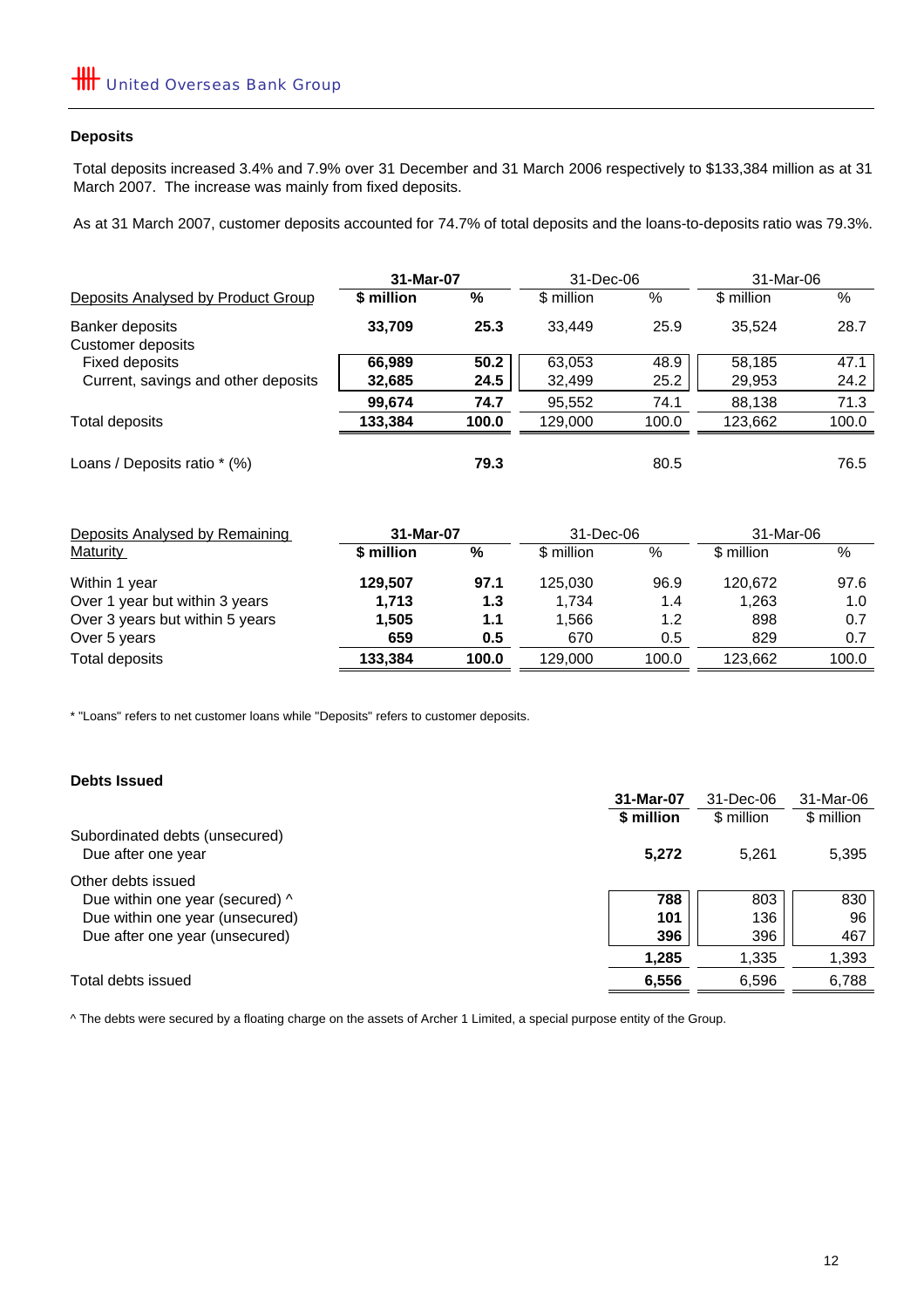## Deposits

Total deposits increased 3.4% and 7.9% over 31 December and 31 March 2006 respectively to $133,384 million as at 31 March 2007. The increase was mainly from fixed deposits.

As at 31 March 2007, customer deposits accounted for 74.7% of total deposits and the loans-to-deposits ratio was 79.3%.

| Deposits Analysed by Product Group | 31-Mar-07 | | 31-Dec-06 | | 31-Mar-06 | |
|---|---|---|---|---|---|---|
| | **$ million** | **%** | $ million | % | $ million | % |
| Banker deposits | **33,709** | **25.3** | 33,449 | 25.9 | 35,524 | 28.7 |
| Customer deposits | | | | | | |
| Fixed deposits | **66,989** | **50.2** | 63,053 | 48.9 | 58,185 | 47.1 |
| Current, savings and other deposits | **32,685** | **24.5** | 32,499 | 25.2 | 29,953 | 24.2 |
| | **99,674** | **74.7** | 95,552 | 74.1 | 88,138 | 71.3 |
| Total deposits | **133,384** | **100.0** | 129,000 | 100.0 | 123,662 | 100.0 |
| Loans / Deposits ratio * (%) | | **79.3** | | 80.5 | | 76.5 |

| Deposits Analysed by Remaining Maturity | 31-Mar-07 | | 31-Dec-06 | | 31-Mar-06 | |
|---|---|---|---|---|---|---|
| | **$ million** | **%** | $ million | % | $ million | % |
| Within 1 year | **129,507** | **97.1** | 125,030 | 96.9 | 120,672 | 97.6 |
| Over 1 year but within 3 years | **1,713** | **1.3** | 1,734 | 1.4 | 1,263 | 1.0 |
| Over 3 years but within 5 years | **1,505** | **1.1** | 1,566 | 1.2 | 898 | 0.7 |
| Over 5 years | **659** | **0.5** | 670 | 0.5 | 829 | 0.7 |
| Total deposits | **133,384** | **100.0** | 129,000 | 100.0 | 123,662 | 100.0 |

* "Loans" refers to net customer loans while "Deposits" refers to customer deposits.

## Debts Issued

| | 31-Mar-07 | 31-Dec-06 | 31-Mar-06 |
|---|---|---|---|
| | **$ million** | $ million | $ million |
| Subordinated debts (unsecured) | | | |
| Due after one year | **5,272** | 5,261 | 5,395 |
| Other debts issued | | | |
| Due within one year (secured) ^ | **788** | 803 | 830 |
| Due within one year (unsecured) | **101** | 136 | 96 |
| Due after one year (unsecured) | **396** | 396 | 467 |
| | **1,285** | 1,335 | 1,393 |
| Total debts issued | **6,556** | 6,596 | 6,788 |

^ The debts were secured by a floating charge on the assets of Archer 1 Limited, a special purpose entity of the Group.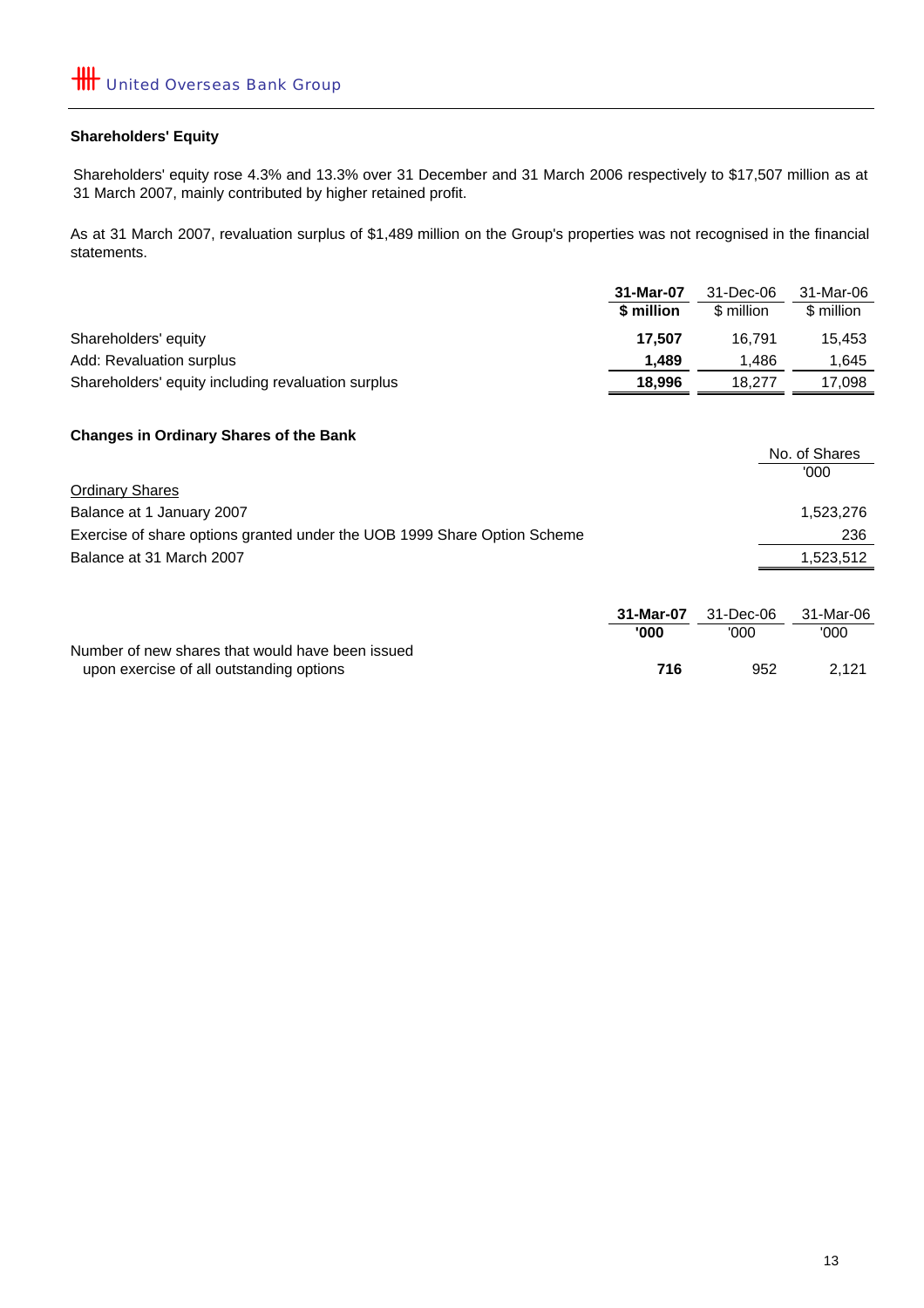## Shareholders' Equity

Shareholders' equity rose 4.3% and 13.3% over 31 December and 31 March 2006 respectively to $17,507 million as at 31 March 2007, mainly contributed by higher retained profit.

As at 31 March 2007, revaluation surplus of $1,489 million on the Group's properties was not recognised in the financial statements.

| | **31-Mar-07** | 31-Dec-06 | 31-Mar-06 |
|---|---|---|---|
| | **$ million** | $ million | $ million |
| Shareholders' equity | **17,507** | 16,791 | 15,453 |
| Add: Revaluation surplus | **1,489** | 1,486 | 1,645 |
| Shareholders' equity including revaluation surplus | **18,996** | 18,277 | 17,098 |

## Changes in Ordinary Shares of the Bank

| | No. of Shares |
|---|---|
| | '000 |
| <u>Ordinary Shares</u> | |
| Balance at 1 January 2007 | 1,523,276 |
| Exercise of share options granted under the UOB 1999 Share Option Scheme | 236 |
| Balance at 31 March 2007 | 1,523,512 |

| | **31-Mar-07** | 31-Dec-06 | 31-Mar-06 |
|---|---|---|---|
| | **'000** | '000 | '000 |
| Number of new shares that would have been issued upon exercise of all outstanding options | **716** | 952 | 2,121 |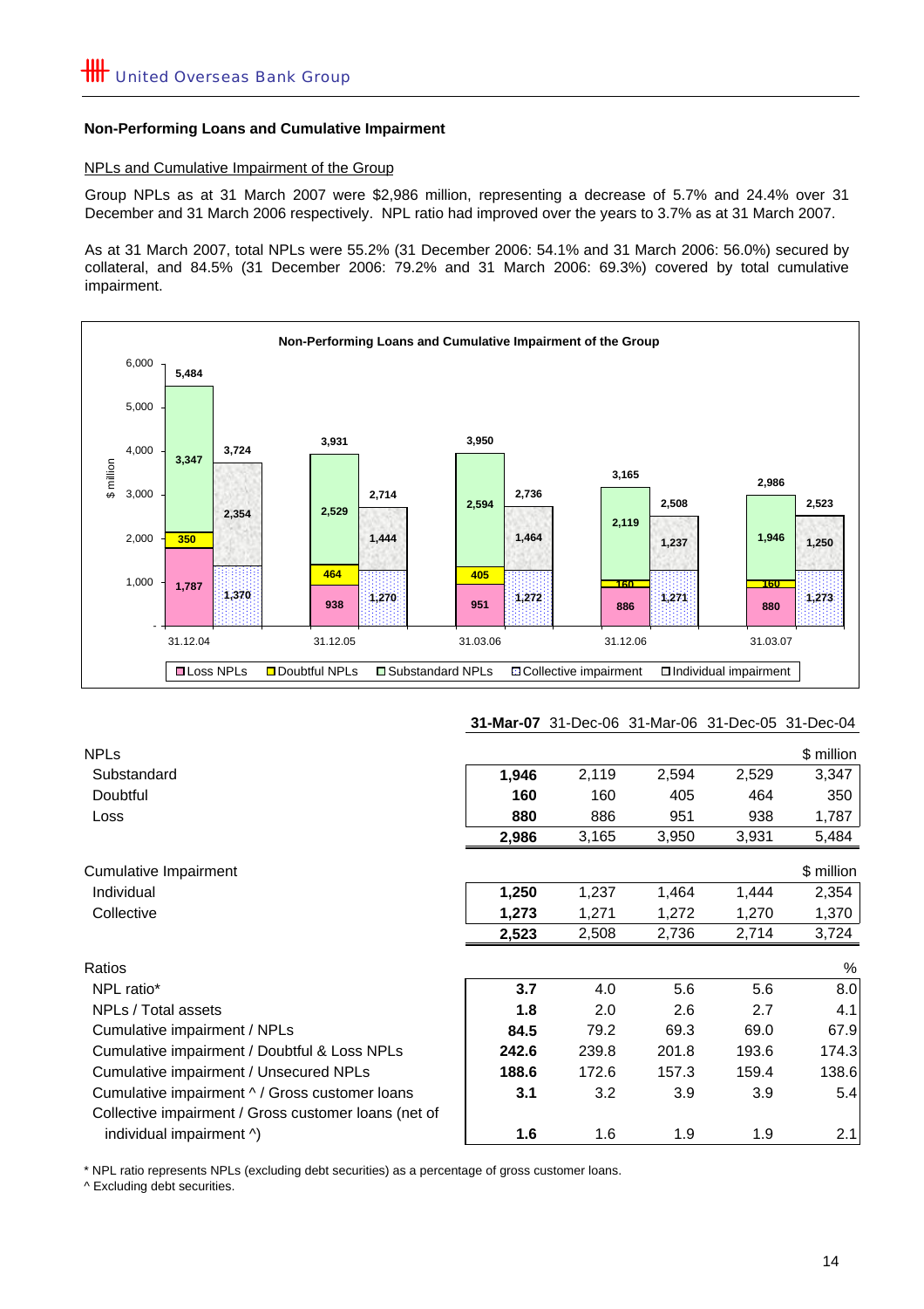## Non-Performing Loans and Cumulative Impairment

NPLs and Cumulative Impairment of the Group

Group NPLs as at 31 March 2007 were $2,986 million, representing a decrease of 5.7% and 24.4% over 31 December and 31 March 2006 respectively. NPL ratio had improved over the years to 3.7% as at 31 March 2007.

As at 31 March 2007, total NPLs were 55.2% (31 December 2006: 54.1% and 31 March 2006: 56.0%) secured by collateral, and 84.5% (31 December 2006: 79.2% and 31 March 2006: 69.3%) covered by total cumulative impairment.

**Non-Performing Loans and Cumulative Impairment of the Group**

| $ million | 31.12.04 | 31.12.05 | 31.03.06 | 31.12.06 | 31.03.07 |
|---|---|---|---|---|---|
| Loss NPLs | 1,787 | 938 | 951 | 886 | 880 |
| Doubtful NPLs | 350 | 464 | 405 | 160 | 160 |
| Substandard NPLs | 3,347 | 2,529 | 2,594 | 2,119 | 1,946 |
| Total NPLs | 5,484 | 3,931 | 3,950 | 3,165 | 2,986 |
| Collective impairment | 1,370 | 1,270 | 1,272 | 1,271 | 1,273 |
| Individual impairment | 2,354 | 1,444 | 1,464 | 1,237 | 1,250 |
| Total cumulative impairment | 3,724 | 2,714 | 2,736 | 2,508 | 2,523 |

| | **31-Mar-07** | 31-Dec-06 | 31-Mar-06 | 31-Dec-05 | 31-Dec-04 |
|---|---|---|---|---|---|
| **NPLs** | | | | | $ million |
| Substandard | **1,946** | 2,119 | 2,594 | 2,529 | 3,347 |
| Doubtful | **160** | 160 | 405 | 464 | 350 |
| Loss | **880** | 886 | 951 | 938 | 1,787 |
| | **2,986** | 3,165 | 3,950 | 3,931 | 5,484 |
| **Cumulative Impairment** | | | | | $ million |
| Individual | **1,250** | 1,237 | 1,464 | 1,444 | 2,354 |
| Collective | **1,273** | 1,271 | 1,272 | 1,270 | 1,370 |
| | **2,523** | 2,508 | 2,736 | 2,714 | 3,724 |
| **Ratios** | | | | | % |
| NPL ratio* | **3.7** | 4.0 | 5.6 | 5.6 | 8.0 |
| NPLs / Total assets | **1.8** | 2.0 | 2.6 | 2.7 | 4.1 |
| Cumulative impairment / NPLs | **84.5** | 79.2 | 69.3 | 69.0 | 67.9 |
| Cumulative impairment / Doubtful & Loss NPLs | **242.6** | 239.8 | 201.8 | 193.6 | 174.3 |
| Cumulative impairment / Unsecured NPLs | **188.6** | 172.6 | 157.3 | 159.4 | 138.6 |
| Cumulative impairment ^ / Gross customer loans | **3.1** | 3.2 | 3.9 | 3.9 | 5.4 |
| Collective impairment / Gross customer loans (net of individual impairment ^) | **1.6** | 1.6 | 1.9 | 1.9 | 2.1 |

\* NPL ratio represents NPLs (excluding debt securities) as a percentage of gross customer loans.

^ Excluding debt securities.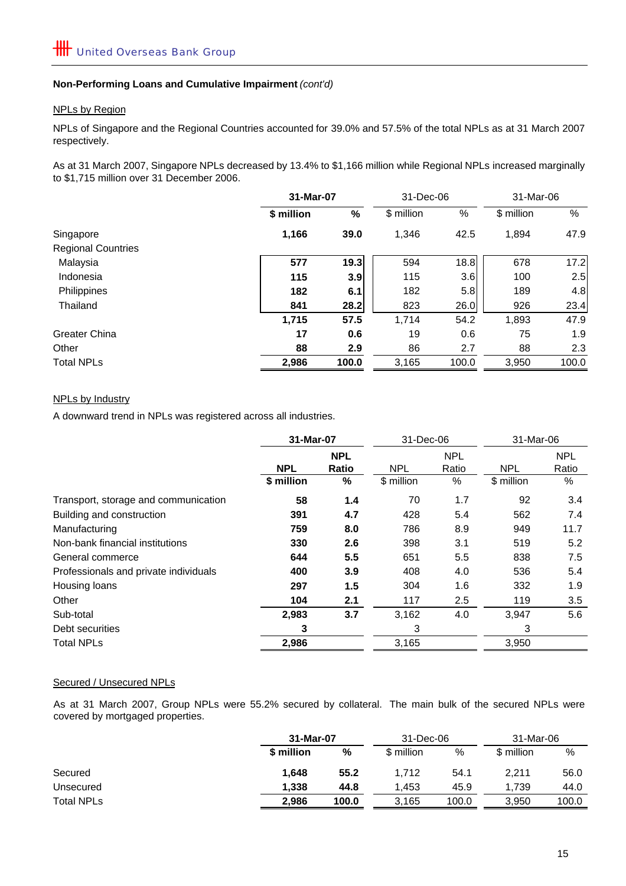**Non-Performing Loans and Cumulative Impairment** *(cont'd)*

NPLs by Region

NPLs of Singapore and the Regional Countries accounted for 39.0% and 57.5% of the total NPLs as at 31 March 2007 respectively.

As at 31 March 2007, Singapore NPLs decreased by 13.4% to $1,166 million while Regional NPLs increased marginally to $1,715 million over 31 December 2006.

| | **31-Mar-07** | | 31-Dec-06 | | 31-Mar-06 | |
|---|---|---|---|---|---|---|
| | **$ million** | **%** | $ million | % | $ million | % |
| Singapore | **1,166** | **39.0** | 1,346 | 42.5 | 1,894 | 47.9 |
| Regional Countries | | | | | | |
| Malaysia | **577** | **19.3** | 594 | 18.8 | 678 | 17.2 |
| Indonesia | **115** | **3.9** | 115 | 3.6 | 100 | 2.5 |
| Philippines | **182** | **6.1** | 182 | 5.8 | 189 | 4.8 |
| Thailand | **841** | **28.2** | 823 | 26.0 | 926 | 23.4 |
| | **1,715** | **57.5** | 1,714 | 54.2 | 1,893 | 47.9 |
| Greater China | **17** | **0.6** | 19 | 0.6 | 75 | 1.9 |
| Other | **88** | **2.9** | 86 | 2.7 | 88 | 2.3 |
| Total NPLs | **2,986** | **100.0** | 3,165 | 100.0 | 3,950 | 100.0 |

NPLs by Industry

A downward trend in NPLs was registered across all industries.

| | **31-Mar-07** | | 31-Dec-06 | | 31-Mar-06 | |
|---|---|---|---|---|---|---|
| | **NPL** | **NPL Ratio** | NPL | NPL Ratio | NPL | NPL Ratio |
| | **$ million** | **%** | $ million | % | $ million | % |
| Transport, storage and communication | **58** | **1.4** | 70 | 1.7 | 92 | 3.4 |
| Building and construction | **391** | **4.7** | 428 | 5.4 | 562 | 7.4 |
| Manufacturing | **759** | **8.0** | 786 | 8.9 | 949 | 11.7 |
| Non-bank financial institutions | **330** | **2.6** | 398 | 3.1 | 519 | 5.2 |
| General commerce | **644** | **5.5** | 651 | 5.5 | 838 | 7.5 |
| Professionals and private individuals | **400** | **3.9** | 408 | 4.0 | 536 | 5.4 |
| Housing loans | **297** | **1.5** | 304 | 1.6 | 332 | 1.9 |
| Other | **104** | **2.1** | 117 | 2.5 | 119 | 3.5 |
| Sub-total | **2,983** | **3.7** | 3,162 | 4.0 | 3,947 | 5.6 |
| Debt securities | **3** | | 3 | | 3 | |
| Total NPLs | **2,986** | | 3,165 | | 3,950 | |

Secured / Unsecured NPLs

As at 31 March 2007, Group NPLs were 55.2% secured by collateral. The main bulk of the secured NPLs were covered by mortgaged properties.

| | **31-Mar-07** | | 31-Dec-06 | | 31-Mar-06 | |
|---|---|---|---|---|---|---|
| | **$ million** | **%** | $ million | % | $ million | % |
| Secured | **1,648** | **55.2** | 1,712 | 54.1 | 2,211 | 56.0 |
| Unsecured | **1,338** | **44.8** | 1,453 | 45.9 | 1,739 | 44.0 |
| Total NPLs | **2,986** | **100.0** | 3,165 | 100.0 | 3,950 | 100.0 |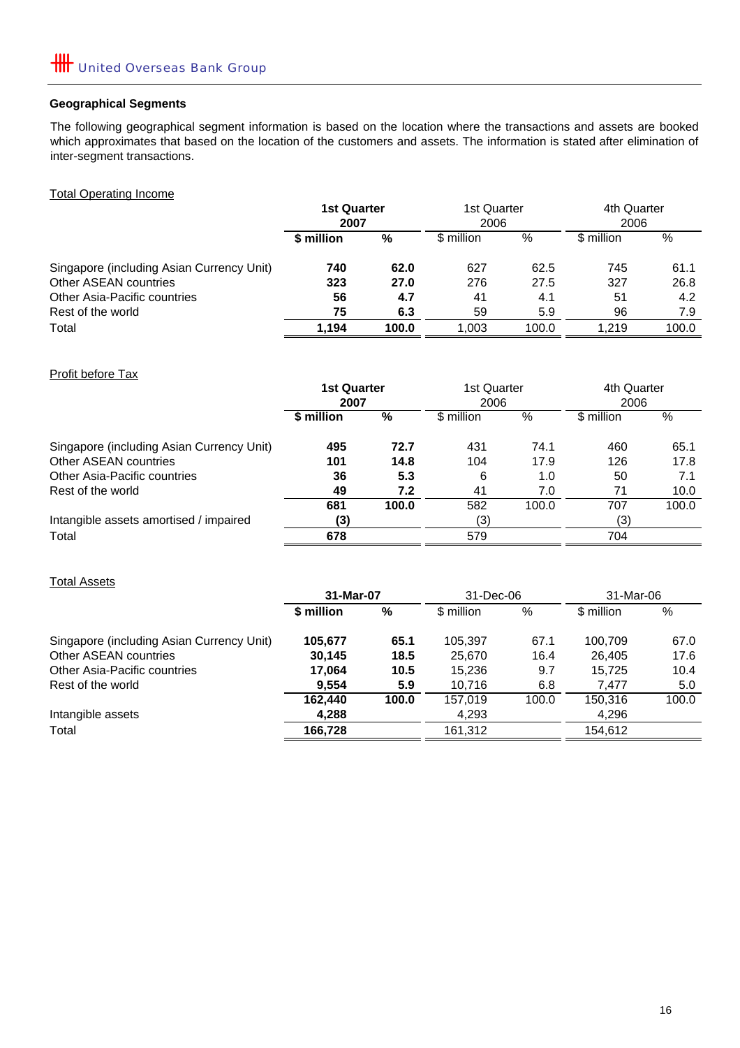## Geographical Segments

The following geographical segment information is based on the location where the transactions and assets are booked which approximates that based on the location of the customers and assets. The information is stated after elimination of inter-segment transactions.

Total Operating Income

| | **1st Quarter 2007** | | 1st Quarter 2006 | | 4th Quarter 2006 | |
|---|---|---|---|---|---|---|
| | **$ million** | **%** | $ million | % | $ million | % |
| Singapore (including Asian Currency Unit) | **740** | **62.0** | 627 | 62.5 | 745 | 61.1 |
| Other ASEAN countries | **323** | **27.0** | 276 | 27.5 | 327 | 26.8 |
| Other Asia-Pacific countries | **56** | **4.7** | 41 | 4.1 | 51 | 4.2 |
| Rest of the world | **75** | **6.3** | 59 | 5.9 | 96 | 7.9 |
| Total | **1,194** | **100.0** | 1,003 | 100.0 | 1,219 | 100.0 |

Profit before Tax

| | **1st Quarter 2007** | | 1st Quarter 2006 | | 4th Quarter 2006 | |
|---|---|---|---|---|---|---|
| | **$ million** | **%** | $ million | % | $ million | % |
| Singapore (including Asian Currency Unit) | **495** | **72.7** | 431 | 74.1 | 460 | 65.1 |
| Other ASEAN countries | **101** | **14.8** | 104 | 17.9 | 126 | 17.8 |
| Other Asia-Pacific countries | **36** | **5.3** | 6 | 1.0 | 50 | 7.1 |
| Rest of the world | **49** | **7.2** | 41 | 7.0 | 71 | 10.0 |
| | **681** | **100.0** | 582 | 100.0 | 707 | 100.0 |
| Intangible assets amortised / impaired | **(3)** | | (3) | | (3) | |
| Total | **678** | | 579 | | 704 | |

Total Assets

| | **31-Mar-07** | | 31-Dec-06 | | 31-Mar-06 | |
|---|---|---|---|---|---|---|
| | **$ million** | **%** | $ million | % | $ million | % |
| Singapore (including Asian Currency Unit) | **105,677** | **65.1** | 105,397 | 67.1 | 100,709 | 67.0 |
| Other ASEAN countries | **30,145** | **18.5** | 25,670 | 16.4 | 26,405 | 17.6 |
| Other Asia-Pacific countries | **17,064** | **10.5** | 15,236 | 9.7 | 15,725 | 10.4 |
| Rest of the world | **9,554** | **5.9** | 10,716 | 6.8 | 7,477 | 5.0 |
| | **162,440** | **100.0** | 157,019 | 100.0 | 150,316 | 100.0 |
| Intangible assets | **4,288** | | 4,293 | | 4,296 | |
| Total | **166,728** | | 161,312 | | 154,612 | |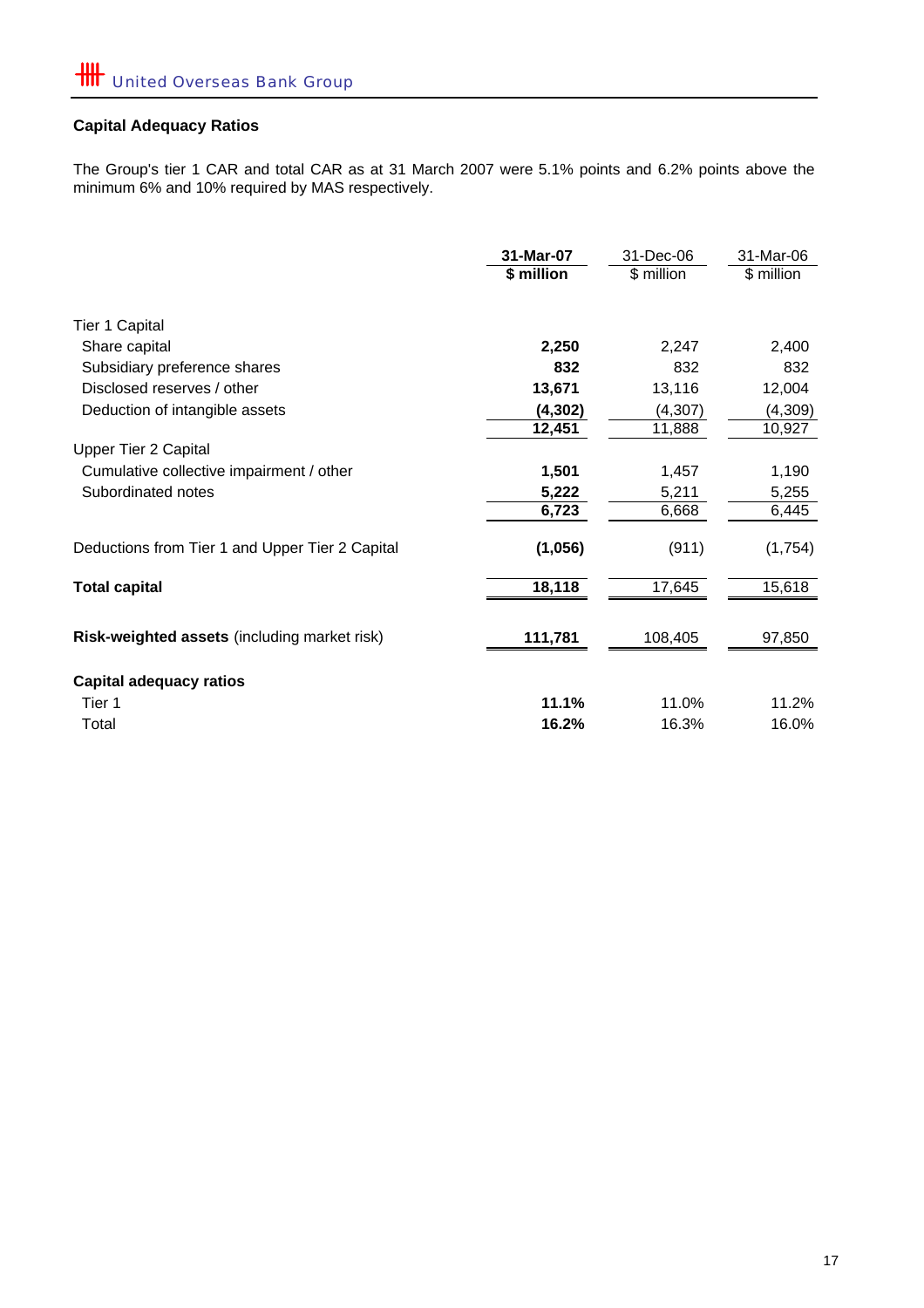## Capital Adequacy Ratios

The Group's tier 1 CAR and total CAR as at 31 March 2007 were 5.1% points and 6.2% points above the minimum 6% and 10% required by MAS respectively.

| | **31-Mar-07** | 31-Dec-06 | 31-Mar-06 |
|---|---|---|---|
| | **\$ million** | \$ million | \$ million |
| Tier 1 Capital | | | |
| Share capital | **2,250** | 2,247 | 2,400 |
| Subsidiary preference shares | **832** | 832 | 832 |
| Disclosed reserves / other | **13,671** | 13,116 | 12,004 |
| Deduction of intangible assets | **(4,302)** | (4,307) | (4,309) |
| | **12,451** | 11,888 | 10,927 |
| Upper Tier 2 Capital | | | |
| Cumulative collective impairment / other | **1,501** | 1,457 | 1,190 |
| Subordinated notes | **5,222** | 5,211 | 5,255 |
| | **6,723** | 6,668 | 6,445 |
| Deductions from Tier 1 and Upper Tier 2 Capital | **(1,056)** | (911) | (1,754) |
| **Total capital** | **18,118** | 17,645 | 15,618 |
| **Risk-weighted assets** (including market risk) | **111,781** | 108,405 | 97,850 |
| **Capital adequacy ratios** | | | |
| Tier 1 | **11.1%** | 11.0% | 11.2% |
| Total | **16.2%** | 16.3% | 16.0% |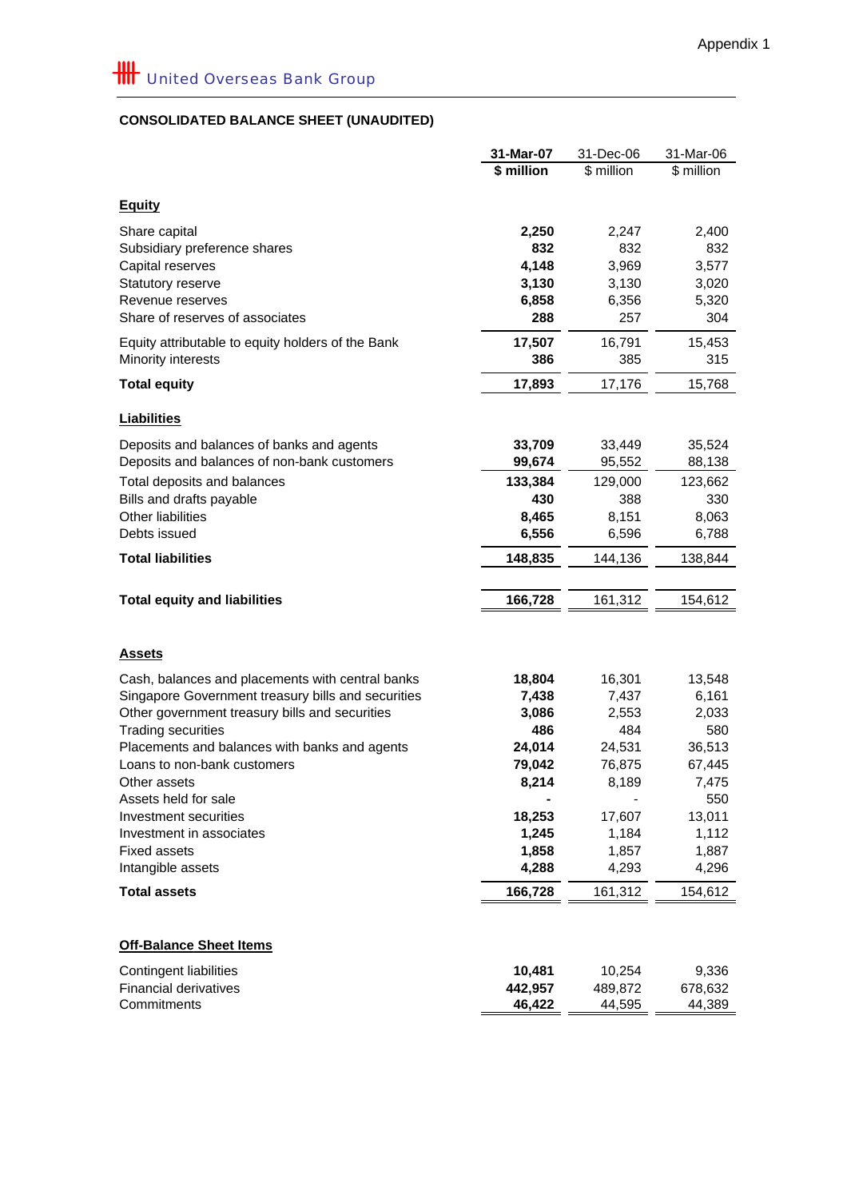Appendix 1

United Overseas Bank Group

## CONSOLIDATED BALANCE SHEET (UNAUDITED)

| | **31-Mar-07** | 31-Dec-06 | 31-Mar-06 |
|---|---|---|---|
| | **$ million** | $ million | $ million |
| **Equity** | | | |
| Share capital | **2,250** | 2,247 | 2,400 |
| Subsidiary preference shares | **832** | 832 | 832 |
| Capital reserves | **4,148** | 3,969 | 3,577 |
| Statutory reserve | **3,130** | 3,130 | 3,020 |
| Revenue reserves | **6,858** | 6,356 | 5,320 |
| Share of reserves of associates | **288** | 257 | 304 |
| Equity attributable to equity holders of the Bank | **17,507** | 16,791 | 15,453 |
| Minority interests | **386** | 385 | 315 |
| **Total equity** | **17,893** | 17,176 | 15,768 |
| **Liabilities** | | | |
| Deposits and balances of banks and agents | **33,709** | 33,449 | 35,524 |
| Deposits and balances of non-bank customers | **99,674** | 95,552 | 88,138 |
| Total deposits and balances | **133,384** | 129,000 | 123,662 |
| Bills and drafts payable | **430** | 388 | 330 |
| Other liabilities | **8,465** | 8,151 | 8,063 |
| Debts issued | **6,556** | 6,596 | 6,788 |
| **Total liabilities** | **148,835** | 144,136 | 138,844 |
| **Total equity and liabilities** | **166,728** | 161,312 | 154,612 |
| **Assets** | | | |
| Cash, balances and placements with central banks | **18,804** | 16,301 | 13,548 |
| Singapore Government treasury bills and securities | **7,438** | 7,437 | 6,161 |
| Other government treasury bills and securities | **3,086** | 2,553 | 2,033 |
| Trading securities | **486** | 484 | 580 |
| Placements and balances with banks and agents | **24,014** | 24,531 | 36,513 |
| Loans to non-bank customers | **79,042** | 76,875 | 67,445 |
| Other assets | **8,214** | 8,189 | 7,475 |
| Assets held for sale | **-** | - | 550 |
| Investment securities | **18,253** | 17,607 | 13,011 |
| Investment in associates | **1,245** | 1,184 | 1,112 |
| Fixed assets | **1,858** | 1,857 | 1,887 |
| Intangible assets | **4,288** | 4,293 | 4,296 |
| **Total assets** | **166,728** | 161,312 | 154,612 |
| **Off-Balance Sheet Items** | | | |
| Contingent liabilities | **10,481** | 10,254 | 9,336 |
| Financial derivatives | **442,957** | 489,872 | 678,632 |
| Commitments | **46,422** | 44,595 | 44,389 |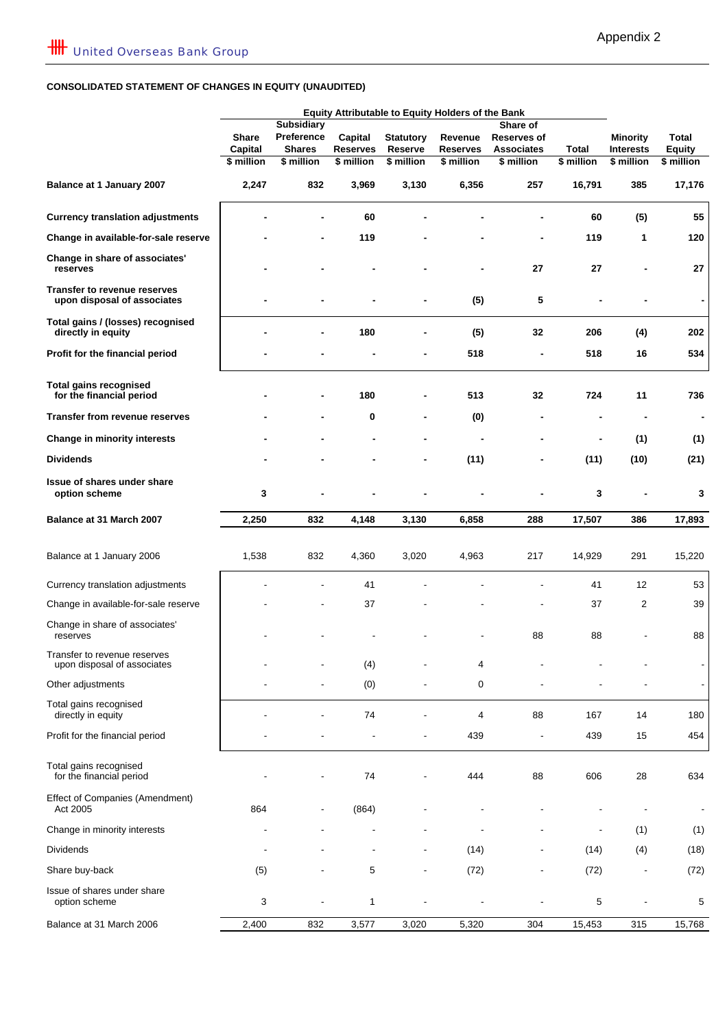United Overseas Bank Group

Appendix 2

**CONSOLIDATED STATEMENT OF CHANGES IN EQUITY (UNAUDITED)**

| | Equity Attributable to Equity Holders of the Bank | | | | | | | | |
|---|---|---|---|---|---|---|---|---|---|
| | Share Capital | Subsidiary Preference Shares | Capital Reserves | Statutory Reserve | Revenue Reserves | Share of Reserves of Associates | Total | Minority Interests | Total Equity |
| | $ million | $ million | $ million | $ million | $ million | $ million | $ million | $ million | $ million |
| **Balance at 1 January 2007** | **2,247** | **832** | **3,969** | **3,130** | **6,356** | **257** | **16,791** | **385** | **17,176** |
| **Currency translation adjustments** | **-** | **-** | **60** | **-** | **-** | **-** | **60** | **(5)** | **55** |
| **Change in available-for-sale reserve** | **-** | **-** | **119** | **-** | **-** | **-** | **119** | **1** | **120** |
| **Change in share of associates' reserves** | **-** | **-** | **-** | **-** | **-** | **27** | **27** | **-** | **27** |
| **Transfer to revenue reserves upon disposal of associates** | **-** | **-** | **-** | **-** | **(5)** | **5** | **-** | **-** | **-** |
| **Total gains / (losses) recognised directly in equity** | **-** | **-** | **180** | **-** | **(5)** | **32** | **206** | **(4)** | **202** |
| **Profit for the financial period** | **-** | **-** | **-** | **-** | **518** | **-** | **518** | **16** | **534** |
| **Total gains recognised for the financial period** | **-** | **-** | **180** | **-** | **513** | **32** | **724** | **11** | **736** |
| **Transfer from revenue reserves** | **-** | **-** | **0** | **-** | **(0)** | **-** | **-** | **-** | **-** |
| **Change in minority interests** | **-** | **-** | **-** | **-** | **-** | **-** | **-** | **(1)** | **(1)** |
| **Dividends** | **-** | **-** | **-** | **-** | **(11)** | **-** | **(11)** | **(10)** | **(21)** |
| **Issue of shares under share option scheme** | **3** | **-** | **-** | **-** | **-** | **-** | **3** | **-** | **3** |
| **Balance at 31 March 2007** | **2,250** | **832** | **4,148** | **3,130** | **6,858** | **288** | **17,507** | **386** | **17,893** |
| Balance at 1 January 2006 | 1,538 | 832 | 4,360 | 3,020 | 4,963 | 217 | 14,929 | 291 | 15,220 |
| Currency translation adjustments | - | - | 41 | - | - | - | 41 | 12 | 53 |
| Change in available-for-sale reserve | - | - | 37 | - | - | - | 37 | 2 | 39 |
| Change in share of associates' reserves | - | - | - | - | - | 88 | 88 | - | 88 |
| Transfer to revenue reserves upon disposal of associates | - | - | (4) | - | 4 | - | - | - | - |
| Other adjustments | - | - | (0) | - | 0 | - | - | - | - |
| Total gains recognised directly in equity | - | - | 74 | - | 4 | 88 | 167 | 14 | 180 |
| Profit for the financial period | - | - | - | - | 439 | - | 439 | 15 | 454 |
| Total gains recognised for the financial period | - | - | 74 | - | 444 | 88 | 606 | 28 | 634 |
| Effect of Companies (Amendment) Act 2005 | 864 | - | (864) | - | - | - | - | - | - |
| Change in minority interests | - | - | - | - | - | - | - | (1) | (1) |
| Dividends | - | - | - | - | (14) | - | (14) | (4) | (18) |
| Share buy-back | (5) | - | 5 | - | (72) | - | (72) | - | (72) |
| Issue of shares under share option scheme | 3 | - | 1 | - | - | - | 5 | - | 5 |
| Balance at 31 March 2006 | 2,400 | 832 | 3,577 | 3,020 | 5,320 | 304 | 15,453 | 315 | 15,768 |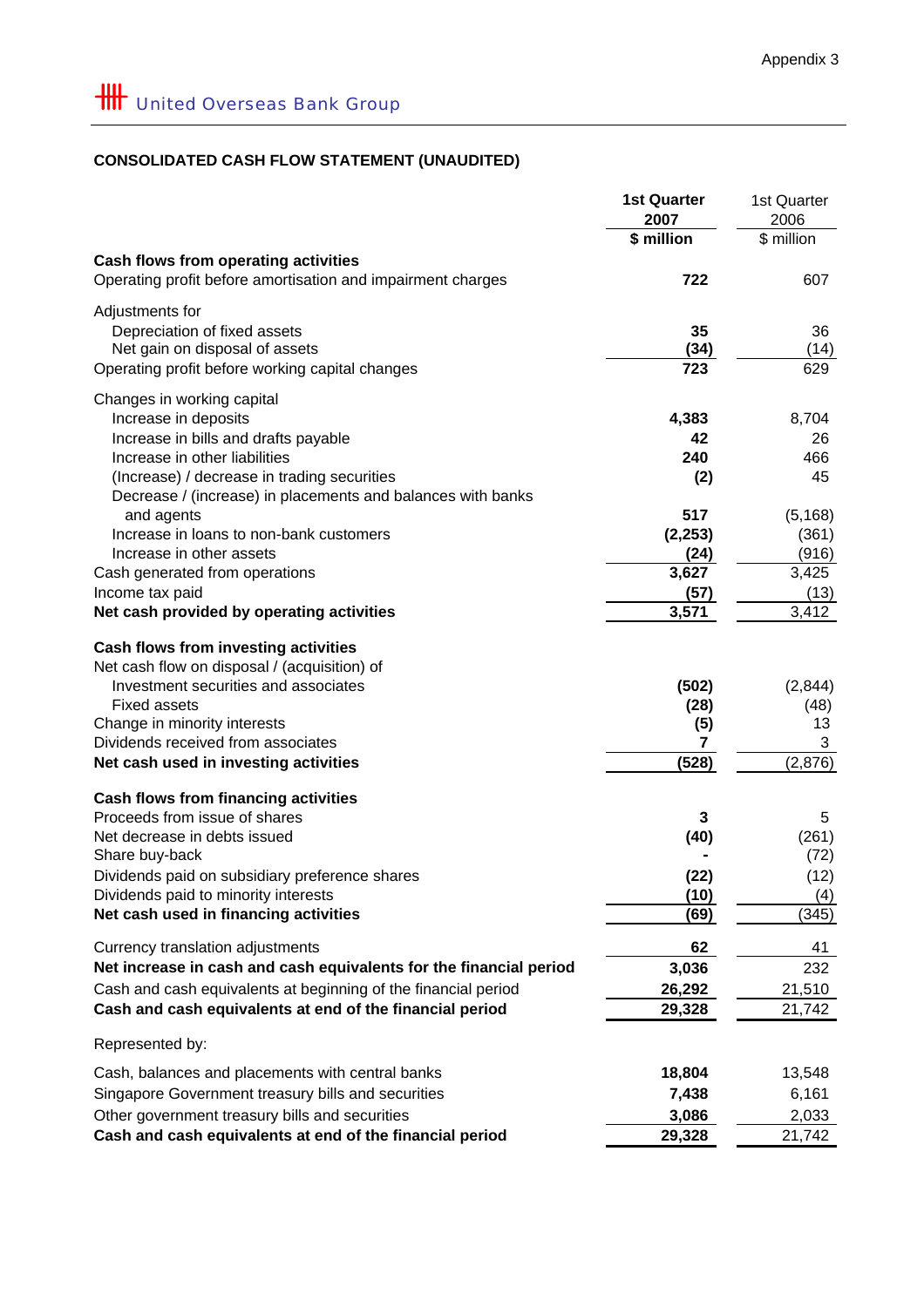Appendix 3

United Overseas Bank Group

## CONSOLIDATED CASH FLOW STATEMENT (UNAUDITED)

| | 1st Quarter 2007 $ million | 1st Quarter 2006 $ million |
|---|---|---|
| **Cash flows from operating activities** | | |
| Operating profit before amortisation and impairment charges | **722** | 607 |
| Adjustments for | | |
| Depreciation of fixed assets | **35** | 36 |
| Net gain on disposal of assets | **(34)** | (14) |
| Operating profit before working capital changes | **723** | 629 |
| Changes in working capital | | |
| Increase in deposits | **4,383** | 8,704 |
| Increase in bills and drafts payable | **42** | 26 |
| Increase in other liabilities | **240** | 466 |
| (Increase) / decrease in trading securities | **(2)** | 45 |
| Decrease / (increase) in placements and balances with banks and agents | **517** | (5,168) |
| Increase in loans to non-bank customers | **(2,253)** | (361) |
| Increase in other assets | **(24)** | (916) |
| Cash generated from operations | **3,627** | 3,425 |
| Income tax paid | **(57)** | (13) |
| **Net cash provided by operating activities** | **3,571** | 3,412 |
| **Cash flows from investing activities** | | |
| Net cash flow on disposal / (acquisition) of | | |
| Investment securities and associates | **(502)** | (2,844) |
| Fixed assets | **(28)** | (48) |
| Change in minority interests | **(5)** | 13 |
| Dividends received from associates | **7** | 3 |
| **Net cash used in investing activities** | **(528)** | (2,876) |
| **Cash flows from financing activities** | | |
| Proceeds from issue of shares | **3** | 5 |
| Net decrease in debts issued | **(40)** | (261) |
| Share buy-back | **-** | (72) |
| Dividends paid on subsidiary preference shares | **(22)** | (12) |
| Dividends paid to minority interests | **(10)** | (4) |
| **Net cash used in financing activities** | **(69)** | (345) |
| Currency translation adjustments | **62** | 41 |
| **Net increase in cash and cash equivalents for the financial period** | **3,036** | 232 |
| Cash and cash equivalents at beginning of the financial period | **26,292** | 21,510 |
| **Cash and cash equivalents at end of the financial period** | **29,328** | 21,742 |
| Represented by: | | |
| Cash, balances and placements with central banks | **18,804** | 13,548 |
| Singapore Government treasury bills and securities | **7,438** | 6,161 |
| Other government treasury bills and securities | **3,086** | 2,033 |
| **Cash and cash equivalents at end of the financial period** | **29,328** | 21,742 |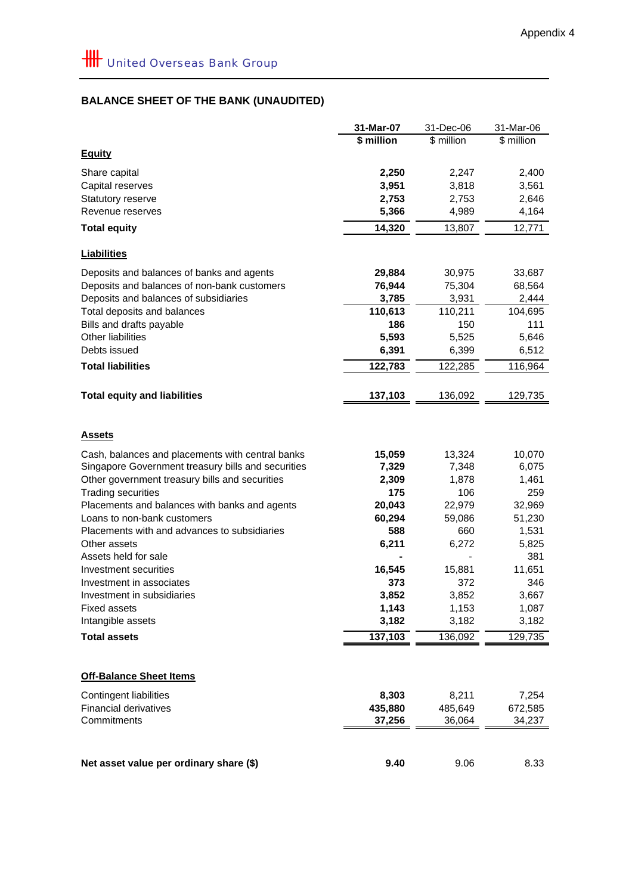Appendix 4

United Overseas Bank Group

## BALANCE SHEET OF THE BANK (UNAUDITED)

| | 31-Mar-07 | 31-Dec-06 | 31-Mar-06 |
|---|---|---|---|
| | $ million | $ million | $ million |
| **Equity** | | | |
| Share capital | **2,250** | 2,247 | 2,400 |
| Capital reserves | **3,951** | 3,818 | 3,561 |
| Statutory reserve | **2,753** | 2,753 | 2,646 |
| Revenue reserves | **5,366** | 4,989 | 4,164 |
| **Total equity** | **14,320** | 13,807 | 12,771 |
| **Liabilities** | | | |
| Deposits and balances of banks and agents | **29,884** | 30,975 | 33,687 |
| Deposits and balances of non-bank customers | **76,944** | 75,304 | 68,564 |
| Deposits and balances of subsidiaries | **3,785** | 3,931 | 2,444 |
| Total deposits and balances | **110,613** | 110,211 | 104,695 |
| Bills and drafts payable | **186** | 150 | 111 |
| Other liabilities | **5,593** | 5,525 | 5,646 |
| Debts issued | **6,391** | 6,399 | 6,512 |
| **Total liabilities** | **122,783** | 122,285 | 116,964 |
| **Total equity and liabilities** | **137,103** | 136,092 | 129,735 |
| **Assets** | | | |
| Cash, balances and placements with central banks | **15,059** | 13,324 | 10,070 |
| Singapore Government treasury bills and securities | **7,329** | 7,348 | 6,075 |
| Other government treasury bills and securities | **2,309** | 1,878 | 1,461 |
| Trading securities | **175** | 106 | 259 |
| Placements and balances with banks and agents | **20,043** | 22,979 | 32,969 |
| Loans to non-bank customers | **60,294** | 59,086 | 51,230 |
| Placements with and advances to subsidiaries | **588** | 660 | 1,531 |
| Other assets | **6,211** | 6,272 | 5,825 |
| Assets held for sale | **-** | - | 381 |
| Investment securities | **16,545** | 15,881 | 11,651 |
| Investment in associates | **373** | 372 | 346 |
| Investment in subsidiaries | **3,852** | 3,852 | 3,667 |
| Fixed assets | **1,143** | 1,153 | 1,087 |
| Intangible assets | **3,182** | 3,182 | 3,182 |
| **Total assets** | **137,103** | 136,092 | 129,735 |
| **Off-Balance Sheet Items** | | | |
| Contingent liabilities | **8,303** | 8,211 | 7,254 |
| Financial derivatives | **435,880** | 485,649 | 672,585 |
| Commitments | **37,256** | 36,064 | 34,237 |
| **Net asset value per ordinary share ($)** | **9.40** | 9.06 | 8.33 |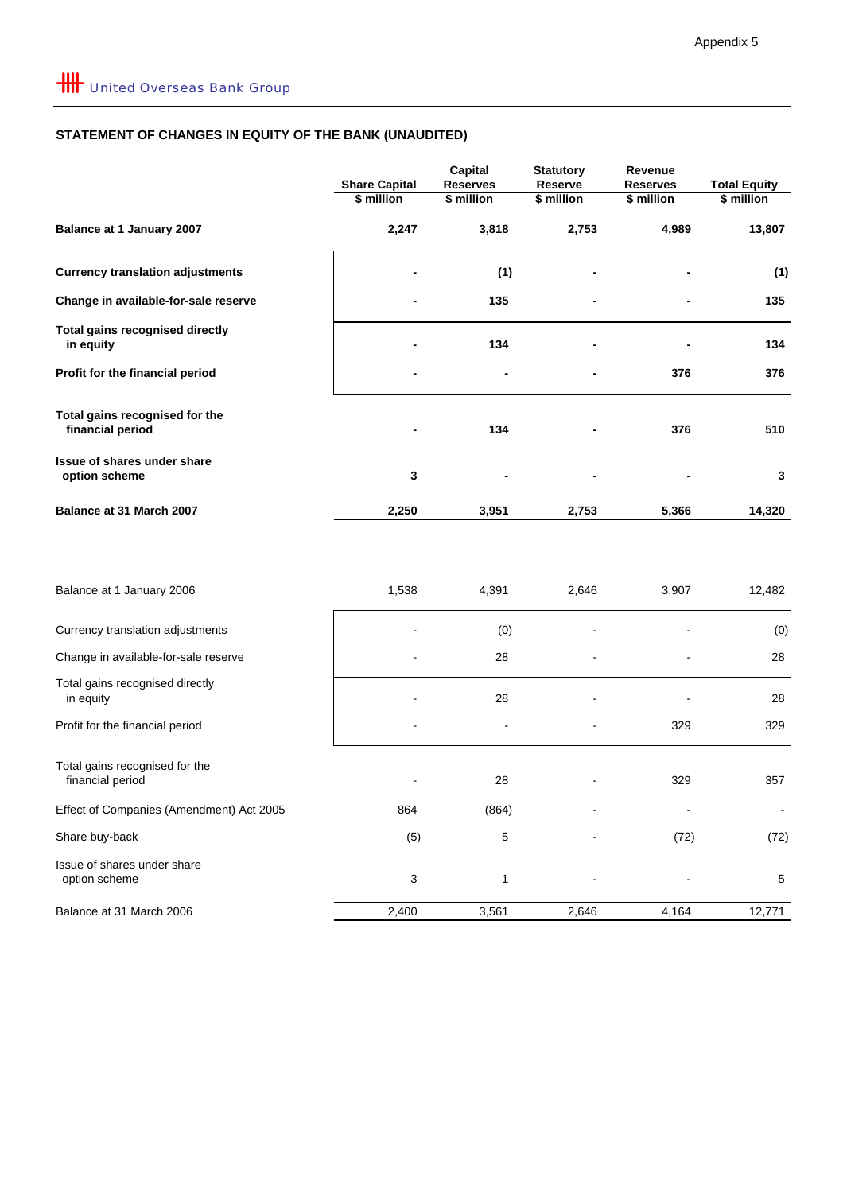Appendix 5

United Overseas Bank Group

## STATEMENT OF CHANGES IN EQUITY OF THE BANK (UNAUDITED)

| | Share Capital<br>$ million | Capital Reserves<br>$ million | Statutory Reserve<br>$ million | Revenue Reserves<br>$ million | Total Equity<br>$ million |
|---|---|---|---|---|---|
| **Balance at 1 January 2007** | **2,247** | **3,818** | **2,753** | **4,989** | **13,807** |
| **Currency translation adjustments** | **-** | **(1)** | **-** | **-** | **(1)** |
| **Change in available-for-sale reserve** | **-** | **135** | **-** | **-** | **135** |
| **Total gains recognised directly in equity** | **-** | **134** | **-** | **-** | **134** |
| **Profit for the financial period** | **-** | **-** | **-** | **376** | **376** |
| **Total gains recognised for the financial period** | **-** | **134** | **-** | **376** | **510** |
| **Issue of shares under share option scheme** | **3** | **-** | **-** | **-** | **3** |
| **Balance at 31 March 2007** | **2,250** | **3,951** | **2,753** | **5,366** | **14,320** |
| | | | | | |
| Balance at 1 January 2006 | 1,538 | 4,391 | 2,646 | 3,907 | 12,482 |
| Currency translation adjustments | - | (0) | - | - | (0) |
| Change in available-for-sale reserve | - | 28 | - | - | 28 |
| Total gains recognised directly in equity | - | 28 | - | - | 28 |
| Profit for the financial period | - | - | - | 329 | 329 |
| Total gains recognised for the financial period | - | 28 | - | 329 | 357 |
| Effect of Companies (Amendment) Act 2005 | 864 | (864) | - | - | - |
| Share buy-back | (5) | 5 | - | (72) | (72) |
| Issue of shares under share option scheme | 3 | 1 | - | - | 5 |
| Balance at 31 March 2006 | 2,400 | 3,561 | 2,646 | 4,164 | 12,771 |